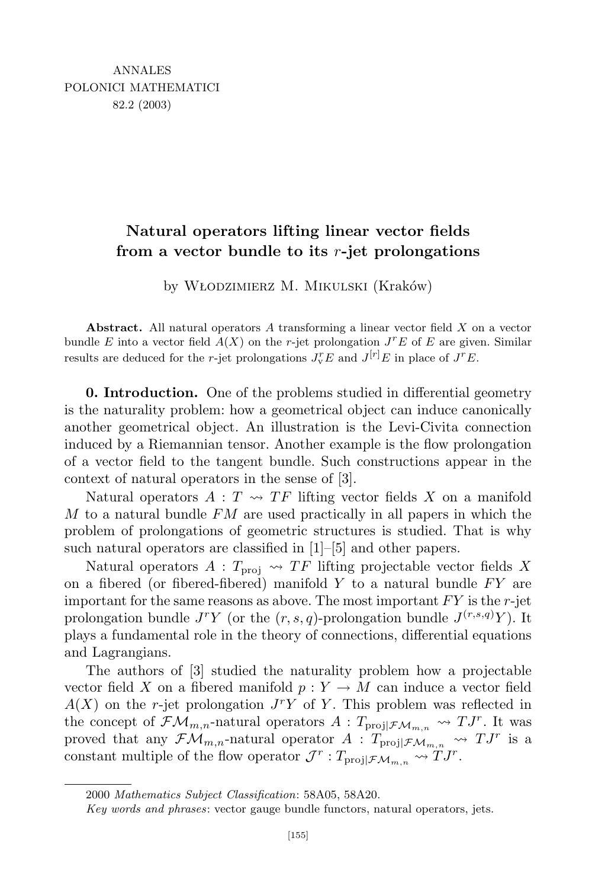# Natural operators lifting linear vector fields from a vector bundle to its $r$-jet prolongations

by Włodzimierz M. Mikulski (Kraków)

**Abstract.** All natural operators $A$ transforming a linear vector field $X$ on a vector bundle $E$ into a vector field $A(X)$ on the $r$-jet prolongation $J^r E$ of $E$ are given. Similar results are deduced for the $r$-jet prolongations $J^r_{\mathrm{v}} E$ and $J^{[r]} E$ in place of $J^r E$.

**0. Introduction.** One of the problems studied in differential geometry is the naturality problem: how a geometrical object can induce canonically another geometrical object. An illustration is the Levi-Civita connection induced by a Riemannian tensor. Another example is the flow prolongation of a vector field to the tangent bundle. Such constructions appear in the context of natural operators in the sense of [3].

Natural operators $A : T \rightsquigarrow TF$ lifting vector fields $X$ on a manifold $M$ to a natural bundle $FM$ are used practically in all papers in which the problem of prolongations of geometric structures is studied. That is why such natural operators are classified in [1]–[5] and other papers.

Natural operators $A : T_{\mathrm{proj}} \rightsquigarrow TF$ lifting projectable vector fields $X$ on a fibered (or fibered-fibered) manifold $Y$ to a natural bundle $FY$ are important for the same reasons as above. The most important $FY$ is the $r$-jet prolongation bundle $J^r Y$ (or the $(r, s, q)$-prolongation bundle $J^{(r,s,q)} Y$). It plays a fundamental role in the theory of connections, differential equations and Lagrangians.

The authors of [3] studied the naturality problem how a projectable vector field $X$ on a fibered manifold $p : Y \to M$ can induce a vector field $A(X)$ on the $r$-jet prolongation $J^r Y$ of $Y$. This problem was reflected in the concept of $\mathcal{FM}_{m,n}$-natural operators $A : T_{\mathrm{proj}|\mathcal{FM}_{m,n}} \rightsquigarrow TJ^r$. It was proved that any $\mathcal{FM}_{m,n}$-natural operator $A : T_{\mathrm{proj}|\mathcal{FM}_{m,n}} \rightsquigarrow TJ^r$ is a constant multiple of the flow operator $\mathcal{J}^r : T_{\mathrm{proj}|\mathcal{FM}_{m,n}} \rightsquigarrow TJ^r$.

---

2000 *Mathematics Subject Classification*: 58A05, 58A20.

*Key words and phrases*: vector gauge bundle functors, natural operators, jets.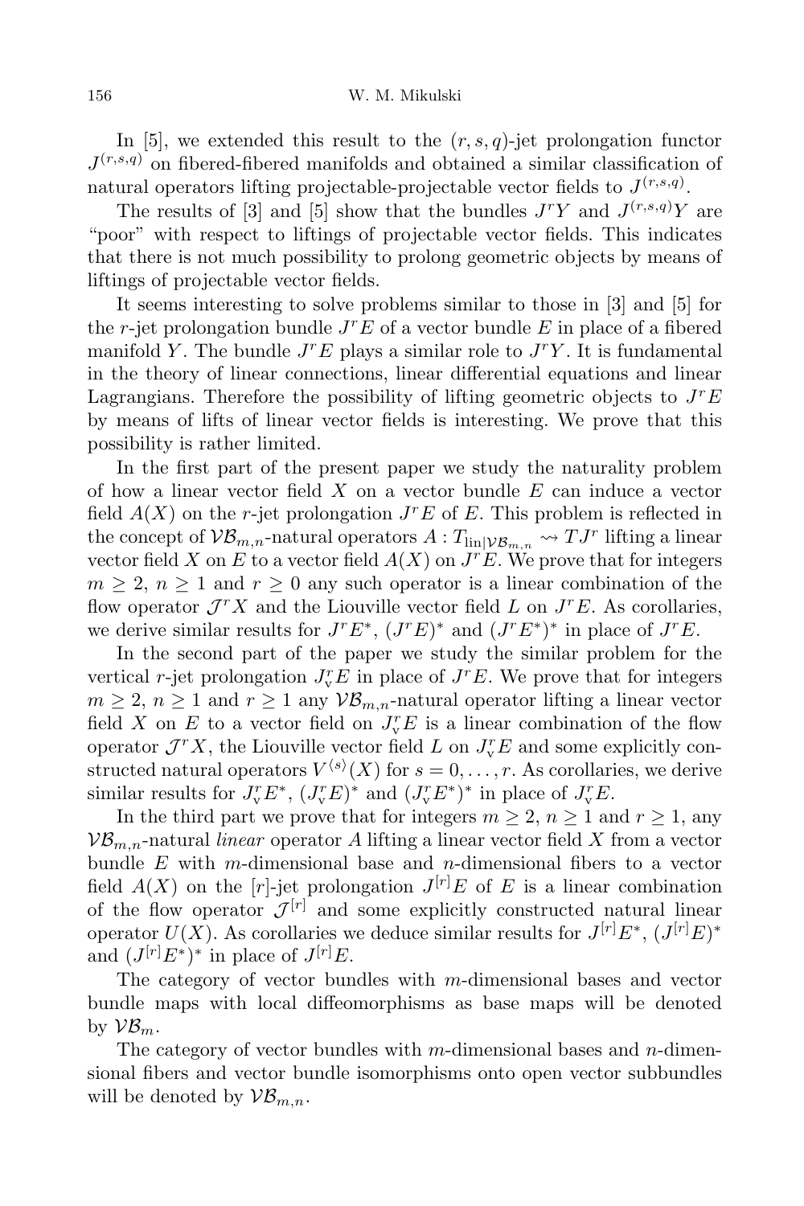In [5], we extended this result to the $(r,s,q)$-jet prolongation functor $J^{(r,s,q)}$ on fibered-fibered manifolds and obtained a similar classification of natural operators lifting projectable-projectable vector fields to $J^{(r,s,q)}$.

The results of [3] and [5] show that the bundles $J^rY$ and $J^{(r,s,q)}Y$ are "poor" with respect to liftings of projectable vector fields. This indicates that there is not much possibility to prolong geometric objects by means of liftings of projectable vector fields.

It seems interesting to solve problems similar to those in [3] and [5] for the $r$-jet prolongation bundle $J^rE$ of a vector bundle $E$ in place of a fibered manifold $Y$. The bundle $J^rE$ plays a similar role to $J^rY$. It is fundamental in the theory of linear connections, linear differential equations and linear Lagrangians. Therefore the possibility of lifting geometric objects to $J^rE$ by means of lifts of linear vector fields is interesting. We prove that this possibility is rather limited.

In the first part of the present paper we study the naturality problem of how a linear vector field $X$ on a vector bundle $E$ can induce a vector field $A(X)$ on the $r$-jet prolongation $J^rE$ of $E$. This problem is reflected in the concept of $\mathcal{VB}_{m,n}$-natural operators $A : T_{\mathrm{lin}|\mathcal{VB}_{m,n}} \rightsquigarrow TJ^r$ lifting a linear vector field $X$ on $E$ to a vector field $A(X)$ on $J^rE$. We prove that for integers $m \geq 2$, $n \geq 1$ and $r \geq 0$ any such operator is a linear combination of the flow operator $\mathcal{J}^rX$ and the Liouville vector field $L$ on $J^rE$. As corollaries, we derive similar results for $J^rE^*$, $(J^rE)^*$ and $(J^rE^*)^*$ in place of $J^rE$.

In the second part of the paper we study the similar problem for the vertical $r$-jet prolongation $J^r_{\mathrm{v}}E$ in place of $J^rE$. We prove that for integers $m \geq 2$, $n \geq 1$ and $r \geq 1$ any $\mathcal{VB}_{m,n}$-natural operator lifting a linear vector field $X$ on $E$ to a vector field on $J^r_{\mathrm{v}}E$ is a linear combination of the flow operator $\mathcal{J}^rX$, the Liouville vector field $L$ on $J^r_{\mathrm{v}}E$ and some explicitly constructed natural operators $V^{\langle s\rangle}(X)$ for $s = 0, \dots, r$. As corollaries, we derive similar results for $J^r_{\mathrm{v}}E^*$, $(J^r_{\mathrm{v}}E)^*$ and $(J^r_{\mathrm{v}}E^*)^*$ in place of $J^r_{\mathrm{v}}E$.

In the third part we prove that for integers $m \geq 2$, $n \geq 1$ and $r \geq 1$, any $\mathcal{VB}_{m,n}$-natural *linear* operator $A$ lifting a linear vector field $X$ from a vector bundle $E$ with $m$-dimensional base and $n$-dimensional fibers to a vector field $A(X)$ on the $[r]$-jet prolongation $J^{[r]}E$ of $E$ is a linear combination of the flow operator $\mathcal{J}^{[r]}$ and some explicitly constructed natural linear operator $U(X)$. As corollaries we deduce similar results for $J^{[r]}E^*$, $(J^{[r]}E)^*$ and $(J^{[r]}E^*)^*$ in place of $J^{[r]}E$.

The category of vector bundles with $m$-dimensional bases and vector bundle maps with local diffeomorphisms as base maps will be denoted by $\mathcal{VB}_m$.

The category of vector bundles with $m$-dimensional bases and $n$-dimensional fibers and vector bundle isomorphisms onto open vector subbundles will be denoted by $\mathcal{VB}_{m,n}$.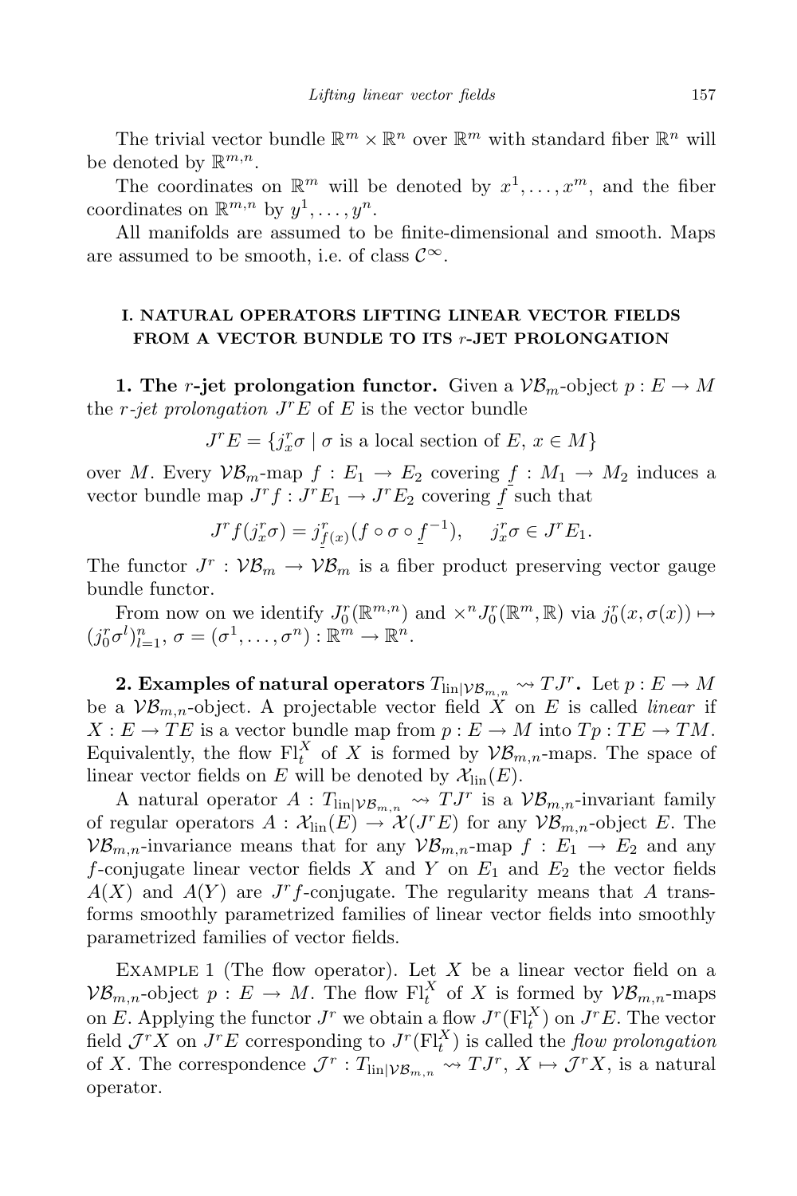The trivial vector bundle $\mathbb{R}^m \times \mathbb{R}^n$ over $\mathbb{R}^m$ with standard fiber $\mathbb{R}^n$ will be denoted by $\mathbb{R}^{m,n}$.

The coordinates on $\mathbb{R}^m$ will be denoted by $x^1, \ldots, x^m$, and the fiber coordinates on $\mathbb{R}^{m,n}$ by $y^1, \ldots, y^n$.

All manifolds are assumed to be finite-dimensional and smooth. Maps are assumed to be smooth, i.e. of class $\mathcal{C}^\infty$.

## I. NATURAL OPERATORS LIFTING LINEAR VECTOR FIELDS FROM A VECTOR BUNDLE TO ITS $r$-JET PROLONGATION

**1. The $r$-jet prolongation functor.** Given a $\mathcal{VB}_m$-object $p : E \to M$ the *$r$-jet prolongation* $J^r E$ of $E$ is the vector bundle

$$J^r E = \{ j^r_x \sigma \mid \sigma \text{ is a local section of } E,\, x \in M \}$$

over $M$. Every $\mathcal{VB}_m$-map $f : E_1 \to E_2$ covering $\underline{f} : M_1 \to M_2$ induces a vector bundle map $J^r f : J^r E_1 \to J^r E_2$ covering $\underline{f}$ such that

$$J^r f(j^r_x \sigma) = j^r_{\underline{f}(x)}(f \circ \sigma \circ \underline{f}^{-1}), \quad j^r_x \sigma \in J^r E_1.$$

The functor $J^r : \mathcal{VB}_m \to \mathcal{VB}_m$ is a fiber product preserving vector gauge bundle functor.

From now on we identify $J^r_0(\mathbb{R}^{m,n})$ and $\times^n J^r_0(\mathbb{R}^m, \mathbb{R})$ via $j^r_0(x, \sigma(x)) \mapsto (j^r_0 \sigma^l)^n_{l=1}$, $\sigma = (\sigma^1, \ldots, \sigma^n) : \mathbb{R}^m \to \mathbb{R}^n$.

**2. Examples of natural operators $T_{\mathrm{lin}|\mathcal{VB}_{m,n}} \rightsquigarrow TJ^r$.** Let $p : E \to M$ be a $\mathcal{VB}_{m,n}$-object. A projectable vector field $X$ on $E$ is called *linear* if $X : E \to TE$ is a vector bundle map from $p : E \to M$ into $Tp : TE \to TM$. Equivalently, the flow $\mathrm{Fl}^X_t$ of $X$ is formed by $\mathcal{VB}_{m,n}$-maps. The space of linear vector fields on $E$ will be denoted by $\mathcal{X}_{\mathrm{lin}}(E)$.

A natural operator $A : T_{\mathrm{lin}|\mathcal{VB}_{m,n}} \rightsquigarrow TJ^r$ is a $\mathcal{VB}_{m,n}$-invariant family of regular operators $A : \mathcal{X}_{\mathrm{lin}}(E) \to \mathcal{X}(J^r E)$ for any $\mathcal{VB}_{m,n}$-object $E$. The $\mathcal{VB}_{m,n}$-invariance means that for any $\mathcal{VB}_{m,n}$-map $f : E_1 \to E_2$ and any $f$-conjugate linear vector fields $X$ and $Y$ on $E_1$ and $E_2$ the vector fields $A(X)$ and $A(Y)$ are $J^r f$-conjugate. The regularity means that $A$ transforms smoothly parametrized families of linear vector fields into smoothly parametrized families of vector fields.

Example 1 (The flow operator). Let $X$ be a linear vector field on a $\mathcal{VB}_{m,n}$-object $p : E \to M$. The flow $\mathrm{Fl}^X_t$ of $X$ is formed by $\mathcal{VB}_{m,n}$-maps on $E$. Applying the functor $J^r$ we obtain a flow $J^r(\mathrm{Fl}^X_t)$ on $J^r E$. The vector field $\mathcal{J}^r X$ on $J^r E$ corresponding to $J^r(\mathrm{Fl}^X_t)$ is called the *flow prolongation* of $X$. The correspondence $\mathcal{J}^r : T_{\mathrm{lin}|\mathcal{VB}_{m,n}} \rightsquigarrow TJ^r$, $X \mapsto \mathcal{J}^r X$, is a natural operator.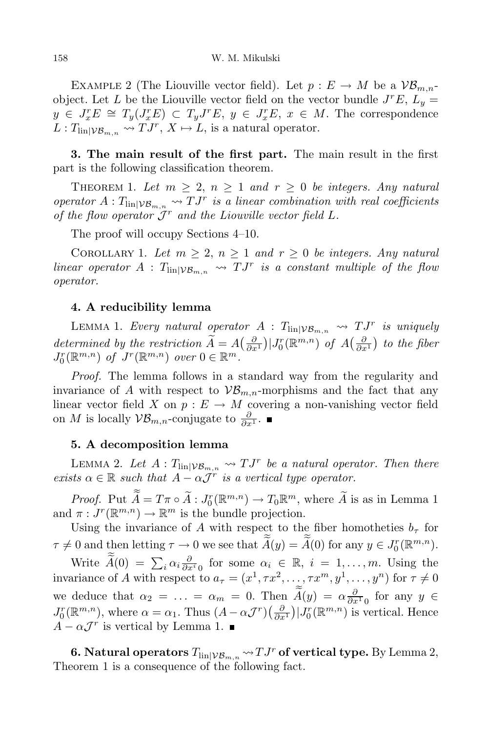Example 2 (The Liouville vector field). Let $p : E \to M$ be a $\mathcal{VB}_{m,n}$-object. Let $L$ be the Liouville vector field on the vector bundle $J^r E$, $L_y = y \in J^r_x E \cong T_y(J^r_x E) \subset T_y J^r E$, $y \in J^r_x E$, $x \in M$. The correspondence $L : T_{\mathrm{lin}|\mathcal{VB}_{m,n}} \rightsquigarrow TJ^r$, $X \mapsto L$, is a natural operator.

**3. The main result of the first part.** The main result in the first part is the following classification theorem.

Theorem 1. *Let $m \ge 2$, $n \ge 1$ and $r \ge 0$ be integers. Any natural operator $A : T_{\mathrm{lin}|\mathcal{VB}_{m,n}} \rightsquigarrow TJ^r$ is a linear combination with real coefficients of the flow operator $\mathcal{J}^r$ and the Liouville vector field $L$.*

The proof will occupy Sections 4–10.

Corollary 1. *Let $m \ge 2$, $n \ge 1$ and $r \ge 0$ be integers. Any natural linear operator $A : T_{\mathrm{lin}|\mathcal{VB}_{m,n}} \rightsquigarrow TJ^r$ is a constant multiple of the flow operator.*

**4. A reducibility lemma**

Lemma 1. *Every natural operator $A : T_{\mathrm{lin}|\mathcal{VB}_{m,n}} \rightsquigarrow TJ^r$ is uniquely determined by the restriction $\widetilde{A} = A\big(\frac{\partial}{\partial x^1}\big)|J^r_0(\mathbb{R}^{m,n})$ of $A\big(\frac{\partial}{\partial x^1}\big)$ to the fiber $J^r_0(\mathbb{R}^{m,n})$ of $J^r(\mathbb{R}^{m,n})$ over $0 \in \mathbb{R}^m$.*

*Proof.* The lemma follows in a standard way from the regularity and invariance of $A$ with respect to $\mathcal{VB}_{m,n}$-morphisms and the fact that any linear vector field $X$ on $p : E \to M$ covering a non-vanishing vector field on $M$ is locally $\mathcal{VB}_{m,n}$-conjugate to $\frac{\partial}{\partial x^1}$. ∎

**5. A decomposition lemma**

Lemma 2. *Let $A : T_{\mathrm{lin}|\mathcal{VB}_{m,n}} \rightsquigarrow TJ^r$ be a natural operator. Then there exists $\alpha \in \mathbb{R}$ such that $A - \alpha\mathcal{J}^r$ is a vertical type operator.*

*Proof.* Put $\widetilde{\widetilde{A}} = T\pi \circ \widetilde{A} : J^r_0(\mathbb{R}^{m,n}) \to T_0\mathbb{R}^m$, where $\widetilde{A}$ is as in Lemma 1 and $\pi : J^r(\mathbb{R}^{m,n}) \to \mathbb{R}^m$ is the bundle projection.

Using the invariance of $A$ with respect to the fiber homotheties $b_\tau$ for $\tau \ne 0$ and then letting $\tau \to 0$ we see that $\widetilde{\widetilde{A}}(y) = \widetilde{\widetilde{A}}(0)$ for any $y \in J^r_0(\mathbb{R}^{m,n})$.

Write $\widetilde{\widetilde{A}}(0) = \sum_i \alpha_i \frac{\partial}{\partial x^i}{}_0$ for some $\alpha_i \in \mathbb{R}$, $i = 1, \dots, m$. Using the invariance of $A$ with respect to $a_\tau = (x^1, \tau x^2, \dots, \tau x^m, y^1, \dots, y^n)$ for $\tau \ne 0$ we deduce that $\alpha_2 = \dots = \alpha_m = 0$. Then $\widetilde{\widetilde{A}}(y) = \alpha \frac{\partial}{\partial x^1}{}_0$ for any $y \in J^r_0(\mathbb{R}^{m,n})$, where $\alpha = \alpha_1$. Thus $(A - \alpha\mathcal{J}^r)\big(\frac{\partial}{\partial x^1}\big)|J^r_0(\mathbb{R}^{m,n})$ is vertical. Hence $A - \alpha\mathcal{J}^r$ is vertical by Lemma 1. ∎

**6. Natural operators $T_{\mathrm{lin}|\mathcal{VB}_{m,n}} \rightsquigarrow TJ^r$ of vertical type.** By Lemma 2, Theorem 1 is a consequence of the following fact.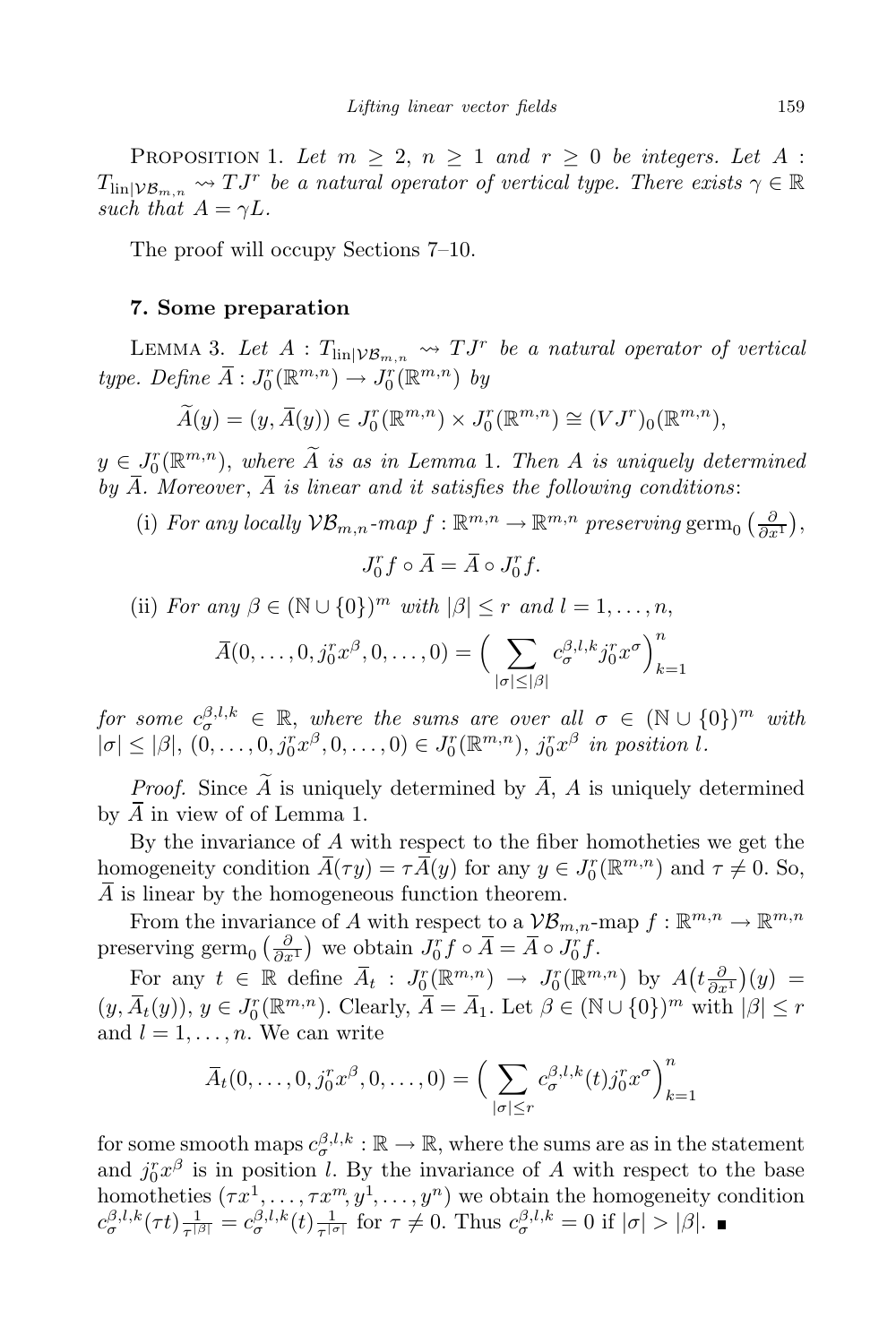Proposition 1. *Let $m \geq 2$, $n \geq 1$ and $r \geq 0$ be integers. Let $A : T_{\mathrm{lin}|\mathcal{VB}_{m,n}} \rightsquigarrow TJ^r$ be a natural operator of vertical type. There exists $\gamma \in \mathbb{R}$ such that $A = \gamma L$.*

The proof will occupy Sections 7–10.

## 7. Some preparation

Lemma 3. *Let $A : T_{\mathrm{lin}|\mathcal{VB}_{m,n}} \rightsquigarrow TJ^r$ be a natural operator of vertical type. Define $\overline{A} : J^r_0(\mathbb{R}^{m,n}) \to J^r_0(\mathbb{R}^{m,n})$ by*

$$\widetilde{A}(y) = (y, \overline{A}(y)) \in J^r_0(\mathbb{R}^{m,n}) \times J^r_0(\mathbb{R}^{m,n}) \cong (VJ^r)_0(\mathbb{R}^{m,n}),$$

*$y \in J^r_0(\mathbb{R}^{m,n})$, where $\widetilde{A}$ is as in Lemma 1. Then $A$ is uniquely determined by $\overline{A}$. Moreover, $\overline{A}$ is linear and it satisfies the following conditions:*

(i) *For any locally $\mathcal{VB}_{m,n}$-map $f : \mathbb{R}^{m,n} \to \mathbb{R}^{m,n}$ preserving* $\mathrm{germ}_0\left(\frac{\partial}{\partial x^1}\right)$,

$$J^r_0 f \circ \overline{A} = \overline{A} \circ J^r_0 f.$$

(ii) *For any $\beta \in (\mathbb{N} \cup \{0\})^m$ with $|\beta| \leq r$ and $l = 1, \ldots, n$,*

$$\overline{A}(0, \ldots, 0, j^r_0 x^\beta, 0, \ldots, 0) = \Big( \sum_{|\sigma| \leq |\beta|} c^{\beta,l,k}_\sigma j^r_0 x^\sigma \Big)_{k=1}^n$$

*for some $c^{\beta,l,k}_\sigma \in \mathbb{R}$, where the sums are over all $\sigma \in (\mathbb{N} \cup \{0\})^m$ with $|\sigma| \leq |\beta|$, $(0, \ldots, 0, j^r_0 x^\beta, 0, \ldots, 0) \in J^r_0(\mathbb{R}^{m,n})$, $j^r_0 x^\beta$ in position $l$.*

*Proof.* Since $\widetilde{A}$ is uniquely determined by $\overline{A}$, $A$ is uniquely determined by $\overline{A}$ in view of of Lemma 1.

By the invariance of $A$ with respect to the fiber homotheties we get the homogeneity condition $\overline{A}(\tau y) = \tau \overline{A}(y)$ for any $y \in J^r_0(\mathbb{R}^{m,n})$ and $\tau \neq 0$. So, $\overline{A}$ is linear by the homogeneous function theorem.

From the invariance of $A$ with respect to a $\mathcal{VB}_{m,n}$-map $f : \mathbb{R}^{m,n} \to \mathbb{R}^{m,n}$ preserving $\mathrm{germ}_0\left(\frac{\partial}{\partial x^1}\right)$ we obtain $J^r_0 f \circ \overline{A} = \overline{A} \circ J^r_0 f$.

For any $t \in \mathbb{R}$ define $\overline{A}_t : J^r_0(\mathbb{R}^{m,n}) \to J^r_0(\mathbb{R}^{m,n})$ by $A\big(t\frac{\partial}{\partial x^1}\big)(y) = (y, \overline{A}_t(y))$, $y \in J^r_0(\mathbb{R}^{m,n})$. Clearly, $\overline{A} = \overline{A}_1$. Let $\beta \in (\mathbb{N} \cup \{0\})^m$ with $|\beta| \leq r$ and $l = 1, \ldots, n$. We can write

$$\overline{A}_t(0, \ldots, 0, j^r_0 x^\beta, 0, \ldots, 0) = \Big( \sum_{|\sigma| \leq r} c^{\beta,l,k}_\sigma(t) j^r_0 x^\sigma \Big)_{k=1}^n$$

for some smooth maps $c^{\beta,l,k}_\sigma : \mathbb{R} \to \mathbb{R}$, where the sums are as in the statement and $j^r_0 x^\beta$ is in position $l$. By the invariance of $A$ with respect to the base homotheties $(\tau x^1, \ldots, \tau x^m, y^1, \ldots, y^n)$ we obtain the homogeneity condition $c^{\beta,l,k}_\sigma(\tau t)\frac{1}{\tau^{|\beta|}} = c^{\beta,l,k}_\sigma(t)\frac{1}{\tau^{|\sigma|}}$ for $\tau \neq 0$. Thus $c^{\beta,l,k}_\sigma = 0$ if $|\sigma| > |\beta|$. ∎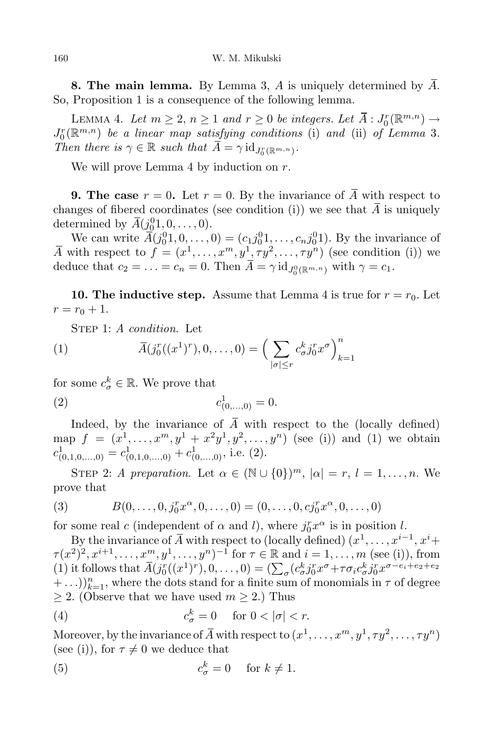**8. The main lemma.** By Lemma 3, $A$ is uniquely determined by $\overline{A}$. So, Proposition 1 is a consequence of the following lemma.

Lemma 4. *Let $m \geq 2$, $n \geq 1$ and $r \geq 0$ be integers. Let $\overline{A} : J^r_0(\mathbb{R}^{m,n}) \to J^r_0(\mathbb{R}^{m,n})$ be a linear map satisfying conditions* (i) *and* (ii) *of Lemma* 3. *Then there is $\gamma \in \mathbb{R}$ such that $\overline{A} = \gamma \operatorname{id}_{J^r_0(\mathbb{R}^{m,n})}$.*

We will prove Lemma 4 by induction on $r$.

**9. The case $r = 0$.** Let $r = 0$. By the invariance of $\overline{A}$ with respect to changes of fibered coordinates (see condition (i)) we see that $\overline{A}$ is uniquely determined by $\overline{A}(j^0_0 1, 0, \ldots, 0)$.

We can write $\overline{A}(j^0_0 1, 0, \ldots, 0) = (c_1 j^0_0 1, \ldots, c_n j^0_0 1)$. By the invariance of $\overline{A}$ with respect to $f = (x^1, \ldots, x^m, y^1, \tau y^2, \ldots, \tau y^n)$ (see condition (i)) we deduce that $c_2 = \ldots = c_n = 0$. Then $\overline{A} = \gamma \operatorname{id}_{J^0_0(\mathbb{R}^{m,n})}$ with $\gamma = c_1$.

**10. The inductive step.** Assume that Lemma 4 is true for $r = r_0$. Let $r = r_0 + 1$.

Step 1: *A condition.* Let

$$\overline{A}(j^r_0((x^1)^r), 0, \ldots, 0) = \Big(\sum_{|\sigma| \leq r} c^k_\sigma j^r_0 x^\sigma\Big)^n_{k=1} \tag{1}$$

for some $c^k_\sigma \in \mathbb{R}$. We prove that

$$c^1_{(0,\ldots,0)} = 0. \tag{2}$$

Indeed, by the invariance of $\overline{A}$ with respect to the (locally defined) map $f = (x^1, \ldots, x^m, y^1 + x^2 y^1, y^2, \ldots, y^n)$ (see (i)) and (1) we obtain $c^1_{(0,1,0,\ldots,0)} = c^1_{(0,1,0,\ldots,0)} + c^1_{(0,\ldots,0)}$, i.e. (2).

Step 2: *A preparation.* Let $\alpha \in (\mathbb{N} \cup \{0\})^m$, $|\alpha| = r$, $l = 1, \ldots, n$. We prove that

$$B(0, \ldots, 0, j^r_0 x^\alpha, 0, \ldots, 0) = (0, \ldots, 0, c j^r_0 x^\alpha, 0, \ldots, 0) \tag{3}$$

for some real $c$ (independent of $\alpha$ and $l$), where $j^r_0 x^\alpha$ is in position $l$.

By the invariance of $\overline{A}$ with respect to (locally defined) $(x^1, \ldots, x^{i-1}, x^i + \tau(x^2)^2, x^{i+1}, \ldots, x^m, y^1, \ldots, y^n)^{-1}$ for $\tau \in \mathbb{R}$ and $i = 1, \ldots, m$ (see (i)), from (1) it follows that $\overline{A}(j^r_0((x^1)^r), 0, \ldots, 0) = (\sum_\sigma (c^k_\sigma j^r_0 x^\sigma + \tau \sigma_i c^k_\sigma j^r_0 x^{\sigma - e_i + e_2 + e_2} + \ldots))^n_{k=1}$, where the dots stand for a finite sum of monomials in $\tau$ of degree $\geq 2$. (Observe that we have used $m \geq 2$.) Thus

$$c^k_\sigma = 0 \quad \text{for } 0 < |\sigma| < r. \tag{4}$$

Moreover, by the invariance of $\overline{A}$ with respect to $(x^1, \ldots, x^m, y^1, \tau y^2, \ldots, \tau y^n)$ (see (i)), for $\tau \neq 0$ we deduce that

$$c^k_\sigma = 0 \quad \text{for } k \neq 1. \tag{5}$$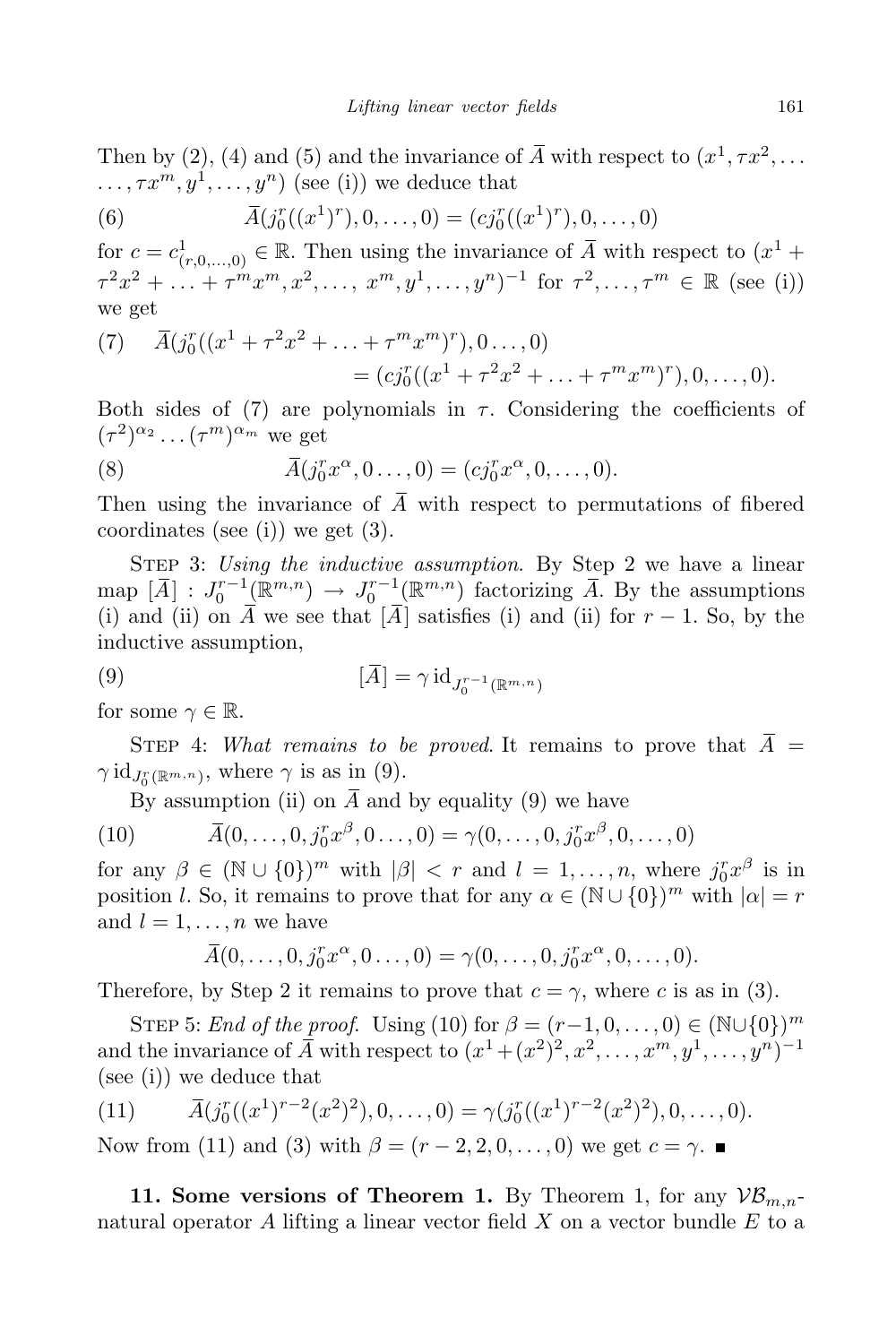Then by (2), (4) and (5) and the invariance of $\bar{A}$ with respect to $(x^1, \tau x^2, \ldots \ldots, \tau x^m, y^1, \ldots, y^n)$ (see (i)) we deduce that

$$\bar{A}(j_0^r((x^1)^r), 0, \ldots, 0) = (c j_0^r((x^1)^r), 0, \ldots, 0) \tag{6}$$

for $c = c^1_{(r,0,\ldots,0)} \in \mathbb{R}$. Then using the invariance of $\bar{A}$ with respect to $(x^1 + \tau^2 x^2 + \ldots + \tau^m x^m, x^2, \ldots, x^m, y^1, \ldots, y^n)^{-1}$ for $\tau^2, \ldots, \tau^m \in \mathbb{R}$ (see (i)) we get

$$\bar{A}(j_0^r((x^1 + \tau^2 x^2 + \ldots + \tau^m x^m)^r), 0 \ldots, 0) = (c j_0^r((x^1 + \tau^2 x^2 + \ldots + \tau^m x^m)^r), 0, \ldots, 0). \tag{7}$$

Both sides of (7) are polynomials in $\tau$. Considering the coefficients of $(\tau^2)^{\alpha_2} \ldots (\tau^m)^{\alpha_m}$ we get

$$\bar{A}(j_0^r x^\alpha, 0 \ldots, 0) = (c j_0^r x^\alpha, 0, \ldots, 0). \tag{8}$$

Then using the invariance of $\bar{A}$ with respect to permutations of fibered coordinates (see (i)) we get (3).

Step 3: *Using the inductive assumption*. By Step 2 we have a linear map $[\bar{A}] : J_0^{r-1}(\mathbb{R}^{m,n}) \to J_0^{r-1}(\mathbb{R}^{m,n})$ factorizing $\bar{A}$. By the assumptions (i) and (ii) on $\bar{A}$ we see that $[\bar{A}]$ satisfies (i) and (ii) for $r-1$. So, by the inductive assumption,

$$[\bar{A}] = \gamma \,\mathrm{id}_{J_0^{r-1}(\mathbb{R}^{m,n})} \tag{9}$$

for some $\gamma \in \mathbb{R}$.

Step 4: *What remains to be proved.* It remains to prove that $\bar{A} = \gamma \,\mathrm{id}_{J_0^r(\mathbb{R}^{m,n})}$, where $\gamma$ is as in (9).

By assumption (ii) on $\bar{A}$ and by equality (9) we have

$$\bar{A}(0, \ldots, 0, j_0^r x^\beta, 0 \ldots, 0) = \gamma(0, \ldots, 0, j_0^r x^\beta, 0, \ldots, 0) \tag{10}$$

for any $\beta \in (\mathbb{N} \cup \{0\})^m$ with $|\beta| < r$ and $l = 1, \ldots, n$, where $j_0^r x^\beta$ is in position $l$. So, it remains to prove that for any $\alpha \in (\mathbb{N} \cup \{0\})^m$ with $|\alpha| = r$ and $l = 1, \ldots, n$ we have

$$\bar{A}(0, \ldots, 0, j_0^r x^\alpha, 0 \ldots, 0) = \gamma(0, \ldots, 0, j_0^r x^\alpha, 0, \ldots, 0).$$

Therefore, by Step 2 it remains to prove that $c = \gamma$, where $c$ is as in (3).

Step 5: *End of the proof.* Using (10) for $\beta = (r-1, 0, \ldots, 0) \in (\mathbb{N} \cup \{0\})^m$ and the invariance of $\bar{A}$ with respect to $(x^1 + (x^2)^2, x^2, \ldots, x^m, y^1, \ldots, y^n)^{-1}$ (see (i)) we deduce that

$$\bar{A}(j_0^r((x^1)^{r-2}(x^2)^2), 0, \ldots, 0) = \gamma(j_0^r((x^1)^{r-2}(x^2)^2), 0, \ldots, 0). \tag{11}$$

Now from (11) and (3) with $\beta = (r-2, 2, 0, \ldots, 0)$ we get $c = \gamma$. ∎

**11. Some versions of Theorem 1.** By Theorem 1, for any $\mathcal{VB}_{m,n}$-natural operator $A$ lifting a linear vector field $X$ on a vector bundle $E$ to a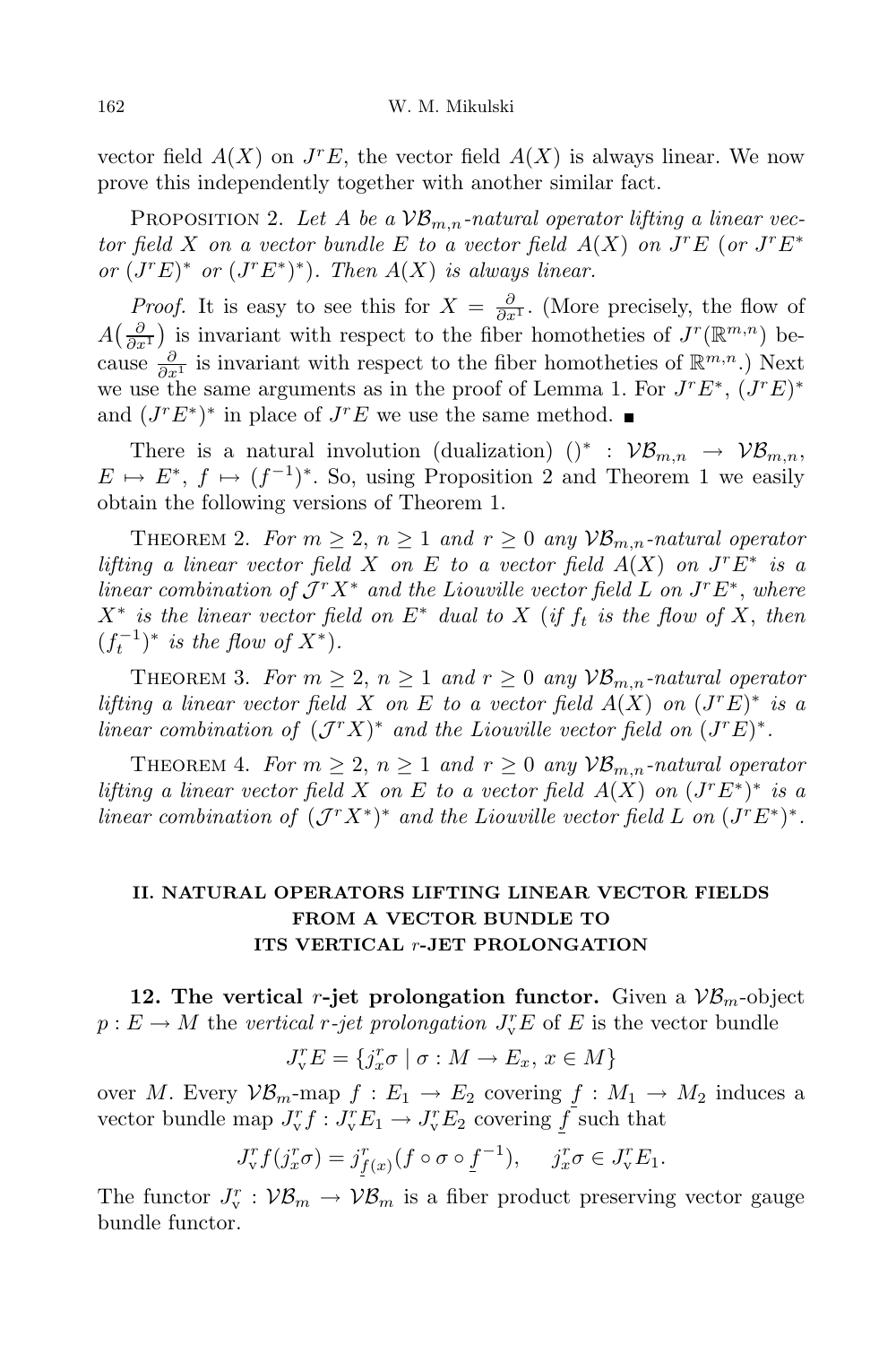vector field $A(X)$ on $J^rE$, the vector field $A(X)$ is always linear. We now prove this independently together with another similar fact.

Proposition 2. *Let $A$ be a $\mathcal{VB}_{m,n}$-natural operator lifting a linear vector field $X$ on a vector bundle $E$ to a vector field $A(X)$ on $J^rE$ (or $J^rE^*$ or $(J^rE)^*$ or $(J^rE^*)^*$). Then $A(X)$ is always linear.*

*Proof.* It is easy to see this for $X = \frac{\partial}{\partial x^1}$. (More precisely, the flow of $A\big(\frac{\partial}{\partial x^1}\big)$ is invariant with respect to the fiber homotheties of $J^r(\mathbb{R}^{m,n})$ because $\frac{\partial}{\partial x^1}$ is invariant with respect to the fiber homotheties of $\mathbb{R}^{m,n}$.) Next we use the same arguments as in the proof of Lemma 1. For $J^rE^*$, $(J^rE)^*$ and $(J^rE^*)^*$ in place of $J^rE$ we use the same method. ∎

There is a natural involution (dualization) $()^* : \mathcal{VB}_{m,n} \to \mathcal{VB}_{m,n}$, $E \mapsto E^*$, $f \mapsto (f^{-1})^*$. So, using Proposition 2 and Theorem 1 we easily obtain the following versions of Theorem 1.

Theorem 2. *For $m \geq 2$, $n \geq 1$ and $r \geq 0$ any $\mathcal{VB}_{m,n}$-natural operator lifting a linear vector field $X$ on $E$ to a vector field $A(X)$ on $J^rE^*$ is a linear combination of $\mathcal{J}^rX^*$ and the Liouville vector field $L$ on $J^rE^*$, where $X^*$ is the linear vector field on $E^*$ dual to $X$ (if $f_t$ is the flow of $X$, then $(f_t^{-1})^*$ is the flow of $X^*$).*

Theorem 3. *For $m \geq 2$, $n \geq 1$ and $r \geq 0$ any $\mathcal{VB}_{m,n}$-natural operator lifting a linear vector field $X$ on $E$ to a vector field $A(X)$ on $(J^rE)^*$ is a linear combination of $(\mathcal{J}^rX)^*$ and the Liouville vector field on $(J^rE)^*$.*

Theorem 4. *For $m \geq 2$, $n \geq 1$ and $r \geq 0$ any $\mathcal{VB}_{m,n}$-natural operator lifting a linear vector field $X$ on $E$ to a vector field $A(X)$ on $(J^rE^*)^*$ is a linear combination of $(\mathcal{J}^rX^*)^*$ and the Liouville vector field $L$ on $(J^rE^*)^*$.*

## II. NATURAL OPERATORS LIFTING LINEAR VECTOR FIELDS FROM A VECTOR BUNDLE TO ITS VERTICAL $r$-JET PROLONGATION

**12. The vertical $r$-jet prolongation functor.** Given a $\mathcal{VB}_m$-object $p : E \to M$ the *vertical $r$-jet prolongation* $J^r_{\mathrm{v}}E$ of $E$ is the vector bundle

$$J^r_{\mathrm{v}}E = \{j^r_x\sigma \mid \sigma : M \to E_x,\, x \in M\}$$

over $M$. Every $\mathcal{VB}_m$-map $f : E_1 \to E_2$ covering $\underline{f} : M_1 \to M_2$ induces a vector bundle map $J^r_{\mathrm{v}}f : J^r_{\mathrm{v}}E_1 \to J^r_{\mathrm{v}}E_2$ covering $\underline{f}$ such that

$$J^r_{\mathrm{v}}f(j^r_x\sigma) = j^r_{\underline{f}(x)}(f \circ \sigma \circ \underline{f}^{-1}), \quad j^r_x\sigma \in J^r_{\mathrm{v}}E_1.$$

The functor $J^r_{\mathrm{v}} : \mathcal{VB}_m \to \mathcal{VB}_m$ is a fiber product preserving vector gauge bundle functor.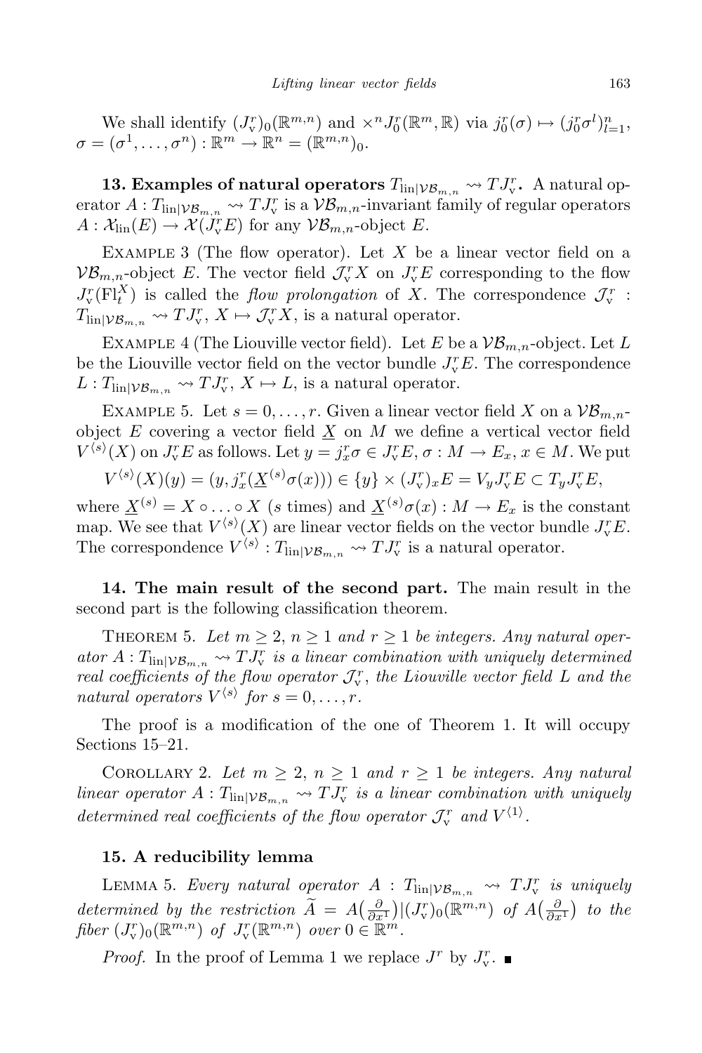We shall identify $(J^r_{\rm v})_0(\mathbb{R}^{m,n})$ and $\times^n J^r_0(\mathbb{R}^m,\mathbb{R})$ via $j^r_0(\sigma)\mapsto (j^r_0\sigma^l)^n_{l=1}$, $\sigma=(\sigma^1,\ldots,\sigma^n):\mathbb{R}^m\to\mathbb{R}^n=(\mathbb{R}^{m,n})_0$.

**13. Examples of natural operators $T_{\mathrm{lin}|\mathcal{VB}_{m,n}}\rightsquigarrow TJ^r_{\rm v}$.** A natural operator $A: T_{\mathrm{lin}|\mathcal{VB}_{m,n}}\rightsquigarrow TJ^r_{\rm v}$ is a $\mathcal{VB}_{m,n}$-invariant family of regular operators $A:\mathcal{X}_{\mathrm{lin}}(E)\to\mathcal{X}(J^r_{\rm v}E)$ for any $\mathcal{VB}_{m,n}$-object $E$.

Example 3 (The flow operator). Let $X$ be a linear vector field on a $\mathcal{VB}_{m,n}$-object $E$. The vector field $\mathcal{J}^r_{\rm v}X$ on $J^r_{\rm v}E$ corresponding to the flow $J^r_{\rm v}(\mathrm{Fl}^X_t)$ is called the *flow prolongation* of $X$. The correspondence $\mathcal{J}^r_{\rm v}: T_{\mathrm{lin}|\mathcal{VB}_{m,n}}\rightsquigarrow TJ^r_{\rm v}$, $X\mapsto\mathcal{J}^r_{\rm v}X$, is a natural operator.

Example 4 (The Liouville vector field). Let $E$ be a $\mathcal{VB}_{m,n}$-object. Let $L$ be the Liouville vector field on the vector bundle $J^r_{\rm v}E$. The correspondence $L: T_{\mathrm{lin}|\mathcal{VB}_{m,n}}\rightsquigarrow TJ^r_{\rm v}$, $X\mapsto L$, is a natural operator.

Example 5. Let $s=0,\ldots,r$. Given a linear vector field $X$ on a $\mathcal{VB}_{m,n}$-object $E$ covering a vector field $\underline{X}$ on $M$ we define a vertical vector field $V^{\langle s\rangle}(X)$ on $J^r_{\rm v}E$ as follows. Let $y=j^r_x\sigma\in J^r_{\rm v}E$, $\sigma:M\to E_x$, $x\in M$. We put

$$V^{\langle s\rangle}(X)(y)=(y,j^r_x(\underline{X}^{(s)}\sigma(x)))\in\{y\}\times(J^r_{\rm v})_xE=V_yJ^r_{\rm v}E\subset T_yJ^r_{\rm v}E,$$

where $\underline{X}^{(s)}=X\circ\ldots\circ X$ ($s$ times) and $\underline{X}^{(s)}\sigma(x):M\to E_x$ is the constant map. We see that $V^{\langle s\rangle}(X)$ are linear vector fields on the vector bundle $J^r_{\rm v}E$. The correspondence $V^{\langle s\rangle}: T_{\mathrm{lin}|\mathcal{VB}_{m,n}}\rightsquigarrow TJ^r_{\rm v}$ is a natural operator.

**14. The main result of the second part.** The main result in the second part is the following classification theorem.

Theorem 5. *Let $m\ge 2$, $n\ge 1$ and $r\ge 1$ be integers. Any natural operator $A: T_{\mathrm{lin}|\mathcal{VB}_{m,n}}\rightsquigarrow TJ^r_{\rm v}$ is a linear combination with uniquely determined real coefficients of the flow operator $\mathcal{J}^r_{\rm v}$, the Liouville vector field $L$ and the natural operators $V^{\langle s\rangle}$ for $s=0,\ldots,r$.*

The proof is a modification of the one of Theorem 1. It will occupy Sections 15–21.

Corollary 2. *Let $m\ge 2$, $n\ge 1$ and $r\ge 1$ be integers. Any natural linear operator $A: T_{\mathrm{lin}|\mathcal{VB}_{m,n}}\rightsquigarrow TJ^r_{\rm v}$ is a linear combination with uniquely determined real coefficients of the flow operator $\mathcal{J}^r_{\rm v}$ and $V^{\langle 1\rangle}$.*

**15. A reducibility lemma**

Lemma 5. *Every natural operator $A: T_{\mathrm{lin}|\mathcal{VB}_{m,n}}\rightsquigarrow TJ^r_{\rm v}$ is uniquely determined by the restriction $\widetilde{A}=A(\frac{\partial}{\partial x^1})|(J^r_{\rm v})_0(\mathbb{R}^{m,n})$ of $A(\frac{\partial}{\partial x^1})$ to the fiber $(J^r_{\rm v})_0(\mathbb{R}^{m,n})$ of $J^r_{\rm v}(\mathbb{R}^{m,n})$ over $0\in\mathbb{R}^m$.*

*Proof.* In the proof of Lemma 1 we replace $J^r$ by $J^r_{\rm v}$. ∎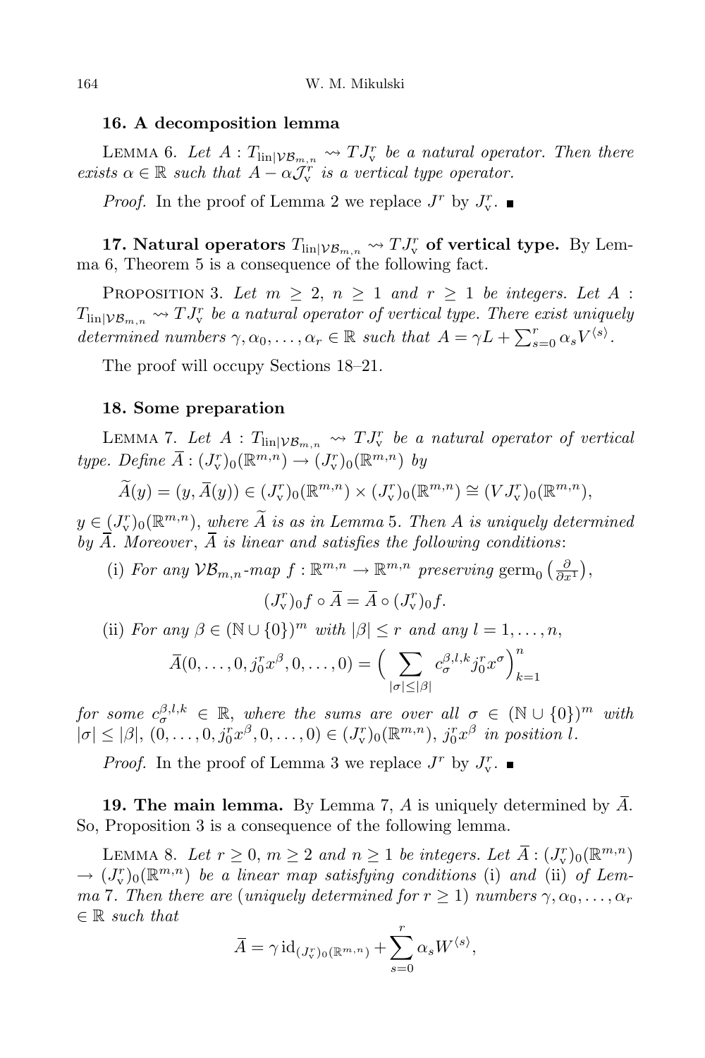## 16. A decomposition lemma

LEMMA 6. *Let $A : T_{\mathrm{lin}|\mathcal{VB}_{m,n}} \rightsquigarrow TJ^r_{\mathrm{v}}$ be a natural operator. Then there exists $\alpha \in \mathbb{R}$ such that $A - \alpha\mathcal{J}^r_{\mathrm{v}}$ is a vertical type operator.*

*Proof.* In the proof of Lemma 2 we replace $J^r$ by $J^r_{\mathrm{v}}$. ∎

## 17. Natural operators $T_{\mathrm{lin}|\mathcal{VB}_{m,n}} \rightsquigarrow TJ^r_{\mathrm{v}}$ of vertical type.

By Lemma 6, Theorem 5 is a consequence of the following fact.

PROPOSITION 3. *Let $m \geq 2$, $n \geq 1$ and $r \geq 1$ be integers. Let $A : T_{\mathrm{lin}|\mathcal{VB}_{m,n}} \rightsquigarrow TJ^r_{\mathrm{v}}$ be a natural operator of vertical type. There exist uniquely determined numbers $\gamma, \alpha_0, \ldots, \alpha_r \in \mathbb{R}$ such that $A = \gamma L + \sum_{s=0}^{r} \alpha_s V^{\langle s \rangle}$.*

The proof will occupy Sections 18–21.

## 18. Some preparation

LEMMA 7. *Let $A : T_{\mathrm{lin}|\mathcal{VB}_{m,n}} \rightsquigarrow TJ^r_{\mathrm{v}}$ be a natural operator of vertical type. Define $\overline{A} : (J^r_{\mathrm{v}})_0(\mathbb{R}^{m,n}) \to (J^r_{\mathrm{v}})_0(\mathbb{R}^{m,n})$ by*

$$\widetilde{A}(y) = (y, \overline{A}(y)) \in (J^r_{\mathrm{v}})_0(\mathbb{R}^{m,n}) \times (J^r_{\mathrm{v}})_0(\mathbb{R}^{m,n}) \cong (VJ^r_{\mathrm{v}})_0(\mathbb{R}^{m,n}),$$

*$y \in (J^r_{\mathrm{v}})_0(\mathbb{R}^{m,n})$, where $\widetilde{A}$ is as in Lemma 5. Then $A$ is uniquely determined by $\overline{A}$. Moreover, $\overline{A}$ is linear and satisfies the following conditions:*

(i) *For any $\mathcal{VB}_{m,n}$-map $f : \mathbb{R}^{m,n} \to \mathbb{R}^{m,n}$ preserving* $\mathrm{germ}_0\left(\frac{\partial}{\partial x^1}\right)$,

$$(J^r_{\mathrm{v}})_0 f \circ \overline{A} = \overline{A} \circ (J^r_{\mathrm{v}})_0 f.$$

(ii) *For any $\beta \in (\mathbb{N} \cup \{0\})^m$ with $|\beta| \leq r$ and any $l = 1, \ldots, n$,*

$$\overline{A}(0, \ldots, 0, j^r_0 x^\beta, 0, \ldots, 0) = \Big( \sum_{|\sigma| \leq |\beta|} c^{\beta,l,k}_\sigma j^r_0 x^\sigma \Big)_{k=1}^{n}$$

*for some $c^{\beta,l,k}_\sigma \in \mathbb{R}$, where the sums are over all $\sigma \in (\mathbb{N} \cup \{0\})^m$ with $|\sigma| \leq |\beta|$, $(0, \ldots, 0, j^r_0 x^\beta, 0, \ldots, 0) \in (J^r_{\mathrm{v}})_0(\mathbb{R}^{m,n})$, $j^r_0 x^\beta$ in position $l$.*

*Proof.* In the proof of Lemma 3 we replace $J^r$ by $J^r_{\mathrm{v}}$. ∎

## 19. The main lemma.

By Lemma 7, $A$ is uniquely determined by $\overline{A}$. So, Proposition 3 is a consequence of the following lemma.

LEMMA 8. *Let $r \geq 0$, $m \geq 2$ and $n \geq 1$ be integers. Let $\overline{A} : (J^r_{\mathrm{v}})_0(\mathbb{R}^{m,n}) \to (J^r_{\mathrm{v}})_0(\mathbb{R}^{m,n})$ be a linear map satisfying conditions* (i) *and* (ii) *of Lemma 7. Then there are (uniquely determined for $r \geq 1$) numbers $\gamma, \alpha_0, \ldots, \alpha_r \in \mathbb{R}$ such that*

$$\overline{A} = \gamma\, \mathrm{id}_{(J^r_{\mathrm{v}})_0(\mathbb{R}^{m,n})} + \sum_{s=0}^{r} \alpha_s W^{\langle s \rangle},$$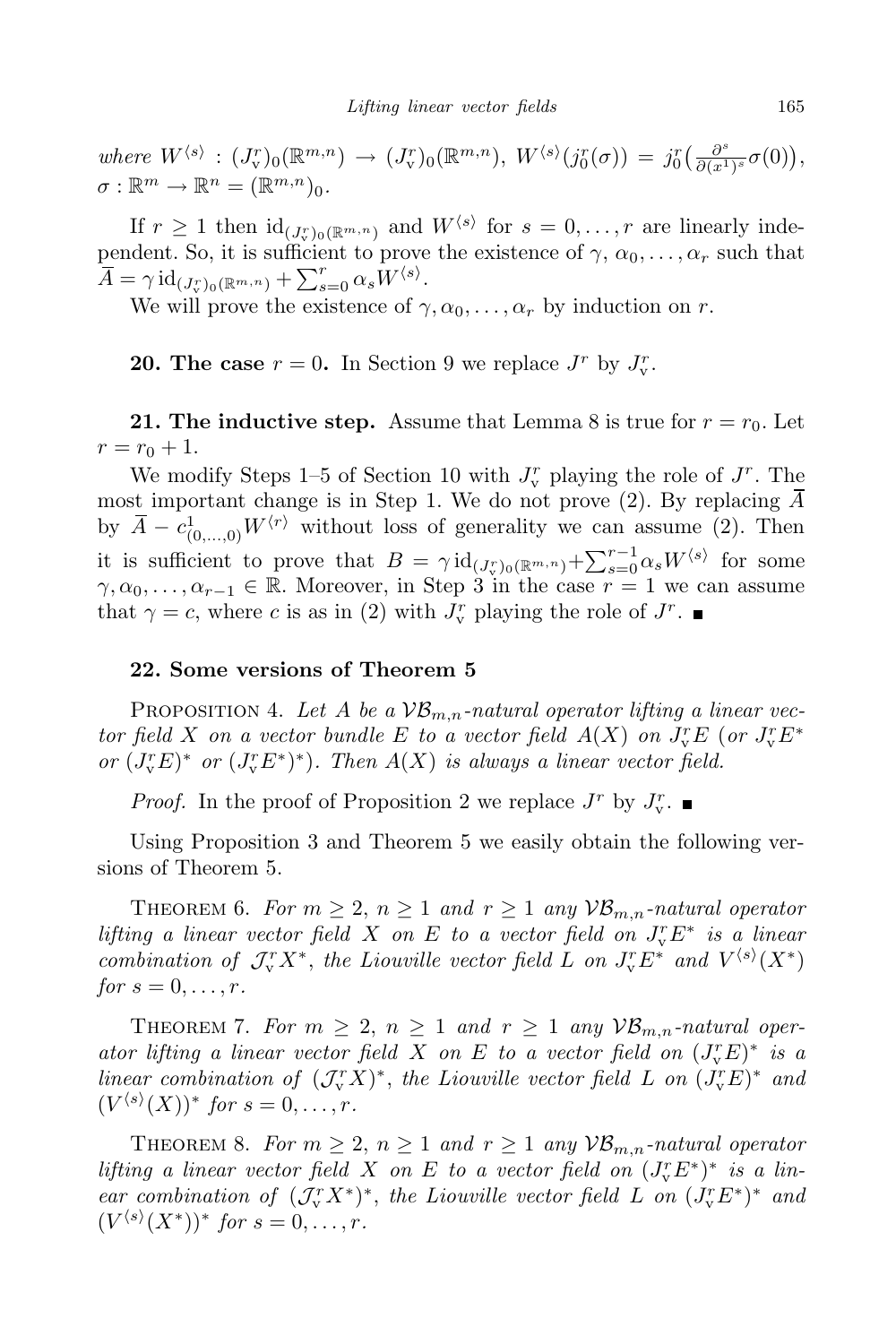where $W^{\langle s\rangle} : (J^r_{\rm v})_0(\mathbb{R}^{m,n}) \to (J^r_{\rm v})_0(\mathbb{R}^{m,n})$, $W^{\langle s\rangle}(j^r_0(\sigma)) = j^r_0\big(\frac{\partial^s}{\partial(x^1)^s}\sigma(0)\big)$, $\sigma : \mathbb{R}^m \to \mathbb{R}^n = (\mathbb{R}^{m,n})_0$.

If $r \ge 1$ then $\mathrm{id}_{(J^r_{\rm v})_0(\mathbb{R}^{m,n})}$ and $W^{\langle s\rangle}$ for $s = 0, \ldots, r$ are linearly independent. So, it is sufficient to prove the existence of $\gamma, \alpha_0, \ldots, \alpha_r$ such that $\overline{A} = \gamma\, \mathrm{id}_{(J^r_{\rm v})_0(\mathbb{R}^{m,n})} + \sum_{s=0}^r \alpha_s W^{\langle s\rangle}$.

We will prove the existence of $\gamma, \alpha_0, \ldots, \alpha_r$ by induction on $r$.

**20. The case** $r = 0$**.** In Section 9 we replace $J^r$ by $J^r_{\rm v}$.

**21. The inductive step.** Assume that Lemma 8 is true for $r = r_0$. Let $r = r_0 + 1$.

We modify Steps 1–5 of Section 10 with $J^r_{\rm v}$ playing the role of $J^r$. The most important change is in Step 1. We do not prove (2). By replacing $\overline{A}$ by $\overline{A} - c^1_{(0,\ldots,0)} W^{\langle r\rangle}$ without loss of generality we can assume (2). Then it is sufficient to prove that $B = \gamma\, \mathrm{id}_{(J^r_{\rm v})_0(\mathbb{R}^{m,n})} + \sum_{s=0}^{r-1} \alpha_s W^{\langle s\rangle}$ for some $\gamma, \alpha_0, \ldots, \alpha_{r-1} \in \mathbb{R}$. Moreover, in Step 3 in the case $r = 1$ we can assume that $\gamma = c$, where $c$ is as in (2) with $J^r_{\rm v}$ playing the role of $J^r$. ∎

## 22. Some versions of Theorem 5

Proposition 4. *Let $A$ be a $\mathcal{VB}_{m,n}$-natural operator lifting a linear vector field $X$ on a vector bundle $E$ to a vector field $A(X)$ on $J^r_{\rm v}E$ (or $J^r_{\rm v}E^*$ or $(J^r_{\rm v}E)^*$ or $(J^r_{\rm v}E^*)^*$). Then $A(X)$ is always a linear vector field.*

*Proof.* In the proof of Proposition 2 we replace $J^r$ by $J^r_{\rm v}$. ∎

Using Proposition 3 and Theorem 5 we easily obtain the following versions of Theorem 5.

Theorem 6. *For $m \ge 2$, $n \ge 1$ and $r \ge 1$ any $\mathcal{VB}_{m,n}$-natural operator lifting a linear vector field $X$ on $E$ to a vector field on $J^r_{\rm v}E^*$ is a linear combination of $\mathcal{J}^r_{\rm v}X^*$, the Liouville vector field $L$ on $J^r_{\rm v}E^*$ and $V^{\langle s\rangle}(X^*)$ for $s = 0, \ldots, r$.*

Theorem 7. *For $m \ge 2$, $n \ge 1$ and $r \ge 1$ any $\mathcal{VB}_{m,n}$-natural operator lifting a linear vector field $X$ on $E$ to a vector field on $(J^r_{\rm v}E)^*$ is a linear combination of $(\mathcal{J}^r_{\rm v}X)^*$, the Liouville vector field $L$ on $(J^r_{\rm v}E)^*$ and $(V^{\langle s\rangle}(X))^*$ for $s = 0, \ldots, r$.*

Theorem 8. *For $m \ge 2$, $n \ge 1$ and $r \ge 1$ any $\mathcal{VB}_{m,n}$-natural operator lifting a linear vector field $X$ on $E$ to a vector field on $(J^r_{\rm v}E^*)^*$ is a linear combination of $(\mathcal{J}^r_{\rm v}X^*)^*$, the Liouville vector field $L$ on $(J^r_{\rm v}E^*)^*$ and $(V^{\langle s\rangle}(X^*))^*$ for $s = 0, \ldots, r$.*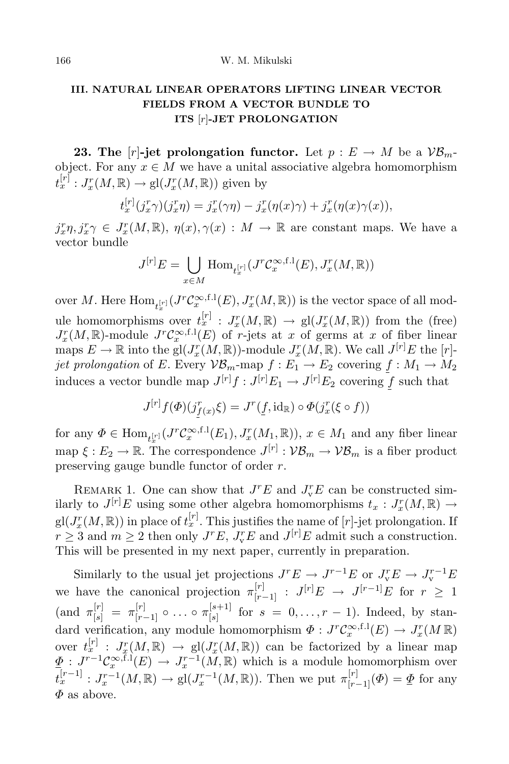## III. NATURAL LINEAR OPERATORS LIFTING LINEAR VECTOR FIELDS FROM A VECTOR BUNDLE TO ITS $[r]$-JET PROLONGATION

**23. The $[r]$-jet prolongation functor.** Let $p : E \to M$ be a $\mathcal{VB}_m$-object. For any $x \in M$ we have a unital associative algebra homomorphism $t^{[r]}_x : J^r_x(M, \mathbb{R}) \to \mathrm{gl}(J^r_x(M, \mathbb{R}))$ given by

$$t^{[r]}_x(j^r_x\gamma)(j^r_x\eta) = j^r_x(\gamma\eta) - j^r_x(\eta(x)\gamma) + j^r_x(\eta(x)\gamma(x)),$$

$j^r_x\eta, j^r_x\gamma \in J^r_x(M, \mathbb{R})$, $\eta(x), \gamma(x) : M \to \mathbb{R}$ are constant maps. We have a vector bundle

$$J^{[r]}E = \bigcup_{x\in M} \mathrm{Hom}_{t^{[r]}_x}(J^r\mathcal{C}^{\infty,\mathrm{f.l}}_x(E), J^r_x(M, \mathbb{R}))$$

over $M$. Here $\mathrm{Hom}_{t^{[r]}_x}(J^r\mathcal{C}^{\infty,\mathrm{f.l}}_x(E), J^r_x(M, \mathbb{R}))$ is the vector space of all module homomorphisms over $t^{[r]}_x : J^r_x(M, \mathbb{R}) \to \mathrm{gl}(J^r_x(M, \mathbb{R}))$ from the (free) $J^r_x(M, \mathbb{R})$-module $J^r\mathcal{C}^{\infty,\mathrm{f.l}}_x(E)$ of $r$-jets at $x$ of germs at $x$ of fiber linear maps $E \to \mathbb{R}$ into the $\mathrm{gl}(J^r_x(M, \mathbb{R}))$-module $J^r_x(M, \mathbb{R})$. We call $J^{[r]}E$ the *$[r]$-jet prolongation* of $E$. Every $\mathcal{VB}_m$-map $f : E_1 \to E_2$ covering $\underline{f} : M_1 \to M_2$ induces a vector bundle map $J^{[r]}f : J^{[r]}E_1 \to J^{[r]}E_2$ covering $\underline{f}$ such that

$$J^{[r]}f(\Phi)(j^r_{\underline{f}(x)}\xi) = J^r(\underline{f}, \mathrm{id}_{\mathbb{R}}) \circ \Phi(j^r_x(\xi \circ f))$$

for any $\Phi \in \mathrm{Hom}_{t^{[r]}_x}(J^r\mathcal{C}^{\infty,\mathrm{f.l}}_x(E_1), J^r_x(M_1, \mathbb{R}))$, $x \in M_1$ and any fiber linear map $\xi : E_2 \to \mathbb{R}$. The correspondence $J^{[r]} : \mathcal{VB}_m \to \mathcal{VB}_m$ is a fiber product preserving gauge bundle functor of order $r$.

Remark 1. One can show that $J^rE$ and $J^r_{\mathrm{v}}E$ can be constructed similarly to $J^{[r]}E$ using some other algebra homomorphisms $t_x : J^r_x(M, \mathbb{R}) \to \mathrm{gl}(J^r_x(M, \mathbb{R}))$ in place of $t^{[r]}_x$. This justifies the name of $[r]$-jet prolongation. If $r \geq 3$ and $m \geq 2$ then only $J^rE$, $J^r_{\mathrm{v}}E$ and $J^{[r]}E$ admit such a construction. This will be presented in my next paper, currently in preparation.

Similarly to the usual jet projections $J^rE \to J^{r-1}E$ or $J^r_{\mathrm{v}}E \to J^{r-1}_{\mathrm{v}}E$ we have the canonical projection $\pi^{[r]}_{[r-1]} : J^{[r]}E \to J^{[r-1]}E$ for $r \geq 1$ (and $\pi^{[r]}_{[s]} = \pi^{[r]}_{[r-1]} \circ \ldots \circ \pi^{[s+1]}_{[s]}$ for $s = 0, \ldots, r-1$). Indeed, by standard verification, any module homomorphism $\Phi : J^r\mathcal{C}^{\infty,\mathrm{f.l}}_x(E) \to J^r_x(M\,\mathbb{R})$ over $t^{[r]}_x : J^r_x(M, \mathbb{R}) \to \mathrm{gl}(J^r_x(M, \mathbb{R}))$ can be factorized by a linear map $\underline{\Phi} : J^{r-1}\mathcal{C}^{\infty,\mathrm{f.l}}_x(E) \to J^{r-1}_x(M, \mathbb{R})$ which is a module homomorphism over $t^{[r-1]}_x : J^{r-1}_x(M, \mathbb{R}) \to \mathrm{gl}(J^{r-1}_x(M, \mathbb{R}))$. Then we put $\pi^{[r]}_{[r-1]}(\Phi) = \underline{\Phi}$ for any $\Phi$ as above.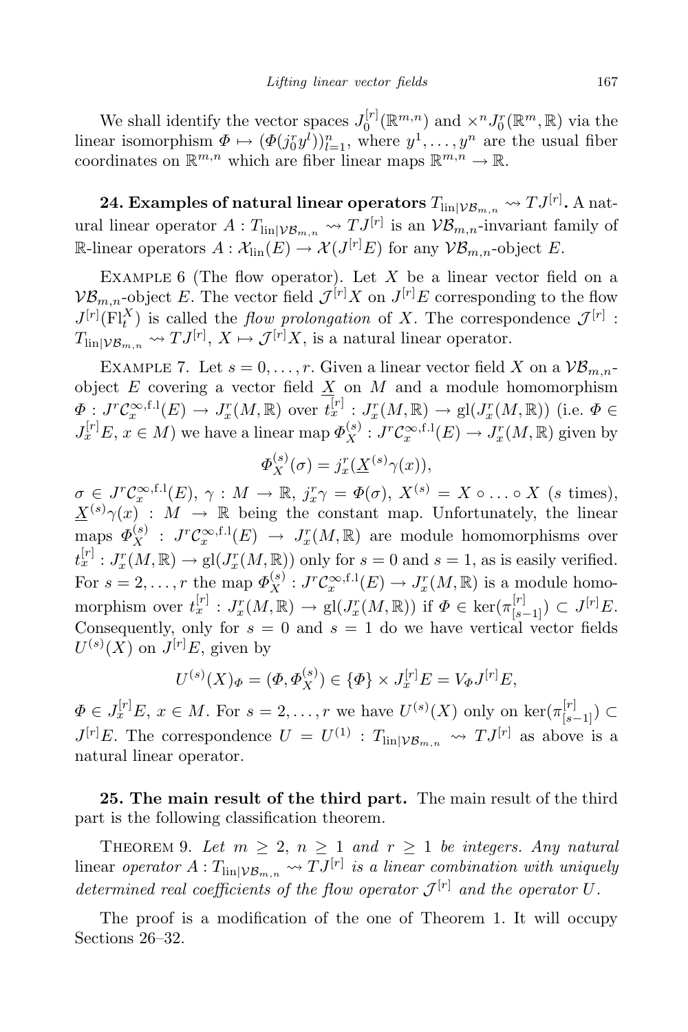We shall identify the vector spaces $J^{[r]}_0(\mathbb{R}^{m,n})$ and $\times^n J^r_0(\mathbb{R}^m,\mathbb{R})$ via the linear isomorphism $\Phi \mapsto (\Phi(j^r_0 y^l))^n_{l=1}$, where $y^1,\ldots,y^n$ are the usual fiber coordinates on $\mathbb{R}^{m,n}$ which are fiber linear maps $\mathbb{R}^{m,n}\to\mathbb{R}$.

**24. Examples of natural linear operators $T_{\mathrm{lin}|\mathcal{VB}_{m,n}} \rightsquigarrow TJ^{[r]}$.** A natural linear operator $A : T_{\mathrm{lin}|\mathcal{VB}_{m,n}} \rightsquigarrow TJ^{[r]}$ is an $\mathcal{VB}_{m,n}$-invariant family of $\mathbb{R}$-linear operators $A : \mathcal{X}_{\mathrm{lin}}(E) \to \mathcal{X}(J^{[r]}E)$ for any $\mathcal{VB}_{m,n}$-object $E$.

Example 6 (The flow operator). Let $X$ be a linear vector field on a $\mathcal{VB}_{m,n}$-object $E$. The vector field $\mathcal{J}^{[r]}X$ on $J^{[r]}E$ corresponding to the flow $J^{[r]}(\mathrm{Fl}^X_t)$ is called the *flow prolongation* of $X$. The correspondence $\mathcal{J}^{[r]} : T_{\mathrm{lin}|\mathcal{VB}_{m,n}} \rightsquigarrow TJ^{[r]}$, $X \mapsto \mathcal{J}^{[r]}X$, is a natural linear operator.

Example 7. Let $s=0,\ldots,r$. Given a linear vector field $X$ on a $\mathcal{VB}_{m,n}$-object $E$ covering a vector field $\underline{X}$ on $M$ and a module homomorphism $\Phi : J^r\mathcal{C}^{\infty,\mathrm{f.l}}_x(E) \to J^r_x(M,\mathbb{R})$ over $t^{[r]}_x : J^r_x(M,\mathbb{R}) \to \mathrm{gl}(J^r_x(M,\mathbb{R}))$ (i.e. $\Phi \in J^{[r]}_x E$, $x \in M$) we have a linear map $\Phi^{(s)}_X : J^r\mathcal{C}^{\infty,\mathrm{f.l}}_x(E) \to J^r_x(M,\mathbb{R})$ given by

$$\Phi^{(s)}_X(\sigma) = j^r_x(\underline{X}^{(s)}\gamma(x)),$$

$\sigma \in J^r\mathcal{C}^{\infty,\mathrm{f.l}}_x(E)$, $\gamma : M \to \mathbb{R}$, $j^r_x\gamma = \Phi(\sigma)$, $X^{(s)} = X\circ\ldots\circ X$ ($s$ times), $\underline{X}^{(s)}\gamma(x) : M \to \mathbb{R}$ being the constant map. Unfortunately, the linear maps $\Phi^{(s)}_X : J^r\mathcal{C}^{\infty,\mathrm{f.l}}_x(E) \to J^r_x(M,\mathbb{R})$ are module homomorphisms over $t^{[r]}_x : J^r_x(M,\mathbb{R}) \to \mathrm{gl}(J^r_x(M,\mathbb{R}))$ only for $s=0$ and $s=1$, as is easily verified. For $s=2,\ldots,r$ the map $\Phi^{(s)}_X : J^r\mathcal{C}^{\infty,\mathrm{f.l}}_x(E) \to J^r_x(M,\mathbb{R})$ is a module homomorphism over $t^{[r]}_x : J^r_x(M,\mathbb{R}) \to \mathrm{gl}(J^r_x(M,\mathbb{R}))$ if $\Phi \in \ker(\pi^{[r]}_{[s-1]}) \subset J^{[r]}E$. Consequently, only for $s=0$ and $s=1$ do we have vertical vector fields $U^{(s)}(X)$ on $J^{[r]}E$, given by

$$U^{(s)}(X)_\Phi = (\Phi, \Phi^{(s)}_X) \in \{\Phi\} \times J^{[r]}_x E = V_\Phi J^{[r]}E,$$

$\Phi \in J^{[r]}_x E$, $x \in M$. For $s=2,\ldots,r$ we have $U^{(s)}(X)$ only on $\ker(\pi^{[r]}_{[s-1]}) \subset J^{[r]}E$. The correspondence $U = U^{(1)} : T_{\mathrm{lin}|\mathcal{VB}_{m,n}} \rightsquigarrow TJ^{[r]}$ as above is a natural linear operator.

**25. The main result of the third part.** The main result of the third part is the following classification theorem.

Theorem 9. *Let $m \geq 2$, $n \geq 1$ and $r \geq 1$ be integers. Any natural* linear *operator $A : T_{\mathrm{lin}|\mathcal{VB}_{m,n}} \rightsquigarrow TJ^{[r]}$ is a linear combination with uniquely determined real coefficients of the flow operator $\mathcal{J}^{[r]}$ and the operator $U$.*

The proof is a modification of the one of Theorem 1. It will occupy Sections 26–32.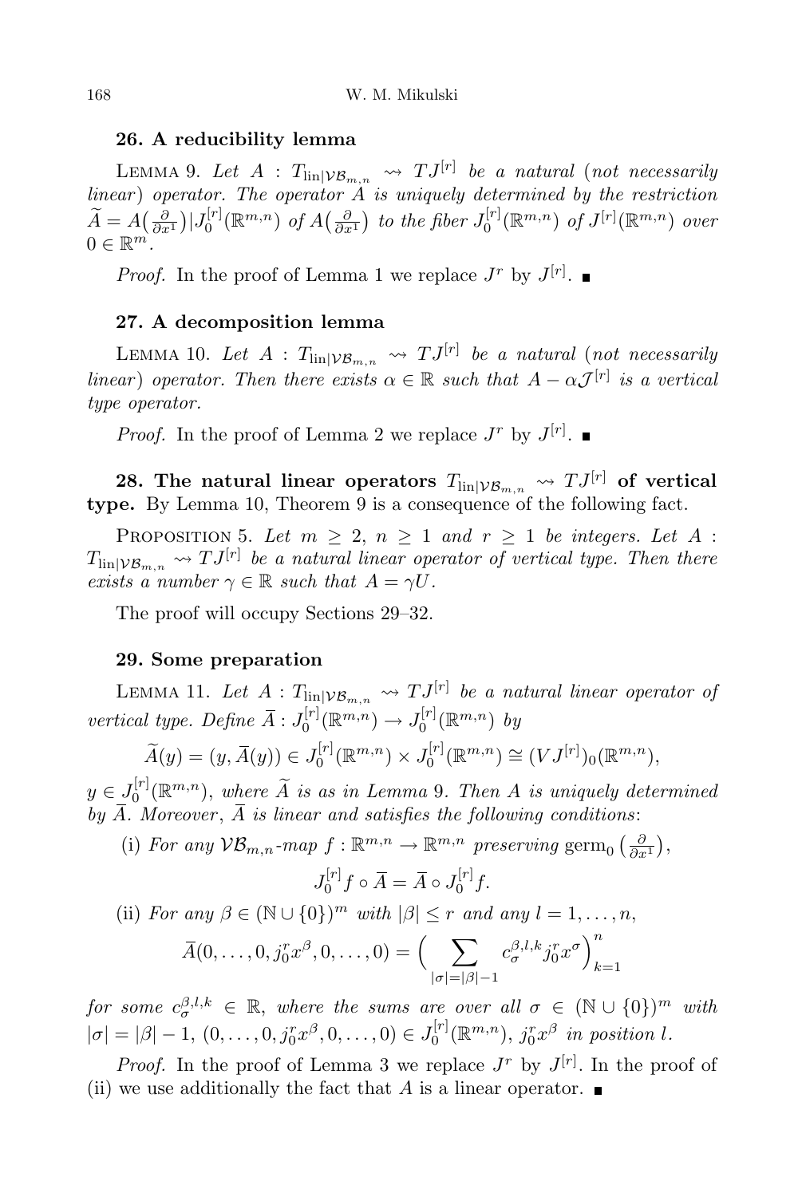## 26. A reducibility lemma

Lemma 9. *Let $A : T_{\mathrm{lin}|\mathcal{VB}_{m,n}} \rightsquigarrow TJ^{[r]}$ be a natural* (*not necessarily linear*) *operator. The operator $A$ is uniquely determined by the restriction $\widetilde{A} = A\big(\frac{\partial}{\partial x^1}\big)|J^{[r]}_0(\mathbb{R}^{m,n})$ of $A\big(\frac{\partial}{\partial x^1}\big)$ to the fiber $J^{[r]}_0(\mathbb{R}^{m,n})$ of $J^{[r]}(\mathbb{R}^{m,n})$ over $0 \in \mathbb{R}^m$.*

*Proof.* In the proof of Lemma 1 we replace $J^r$ by $J^{[r]}$. ∎

## 27. A decomposition lemma

Lemma 10. *Let $A : T_{\mathrm{lin}|\mathcal{VB}_{m,n}} \rightsquigarrow TJ^{[r]}$ be a natural* (*not necessarily linear*) *operator. Then there exists $\alpha \in \mathbb{R}$ such that $A - \alpha\mathcal{J}^{[r]}$ is a vertical type operator.*

*Proof.* In the proof of Lemma 2 we replace $J^r$ by $J^{[r]}$. ∎

## 28. The natural linear operators $T_{\mathrm{lin}|\mathcal{VB}_{m,n}} \rightsquigarrow TJ^{[r]}$ of vertical type.

By Lemma 10, Theorem 9 is a consequence of the following fact.

Proposition 5. *Let $m \geq 2$, $n \geq 1$ and $r \geq 1$ be integers. Let $A : T_{\mathrm{lin}|\mathcal{VB}_{m,n}} \rightsquigarrow TJ^{[r]}$ be a natural linear operator of vertical type. Then there exists a number $\gamma \in \mathbb{R}$ such that $A = \gamma U$.*

The proof will occupy Sections 29–32.

## 29. Some preparation

Lemma 11. *Let $A : T_{\mathrm{lin}|\mathcal{VB}_{m,n}} \rightsquigarrow TJ^{[r]}$ be a natural linear operator of vertical type. Define $\overline{A} : J^{[r]}_0(\mathbb{R}^{m,n}) \to J^{[r]}_0(\mathbb{R}^{m,n})$ by*

$$\widetilde{A}(y) = (y, \overline{A}(y)) \in J^{[r]}_0(\mathbb{R}^{m,n}) \times J^{[r]}_0(\mathbb{R}^{m,n}) \cong (VJ^{[r]})_0(\mathbb{R}^{m,n}),$$

*$y \in J^{[r]}_0(\mathbb{R}^{m,n})$, where $\widetilde{A}$ is as in Lemma 9. Then $A$ is uniquely determined by $\overline{A}$. Moreover, $\overline{A}$ is linear and satisfies the following conditions*:

(i) *For any $\mathcal{VB}_{m,n}$-map $f : \mathbb{R}^{m,n} \to \mathbb{R}^{m,n}$ preserving $\mathrm{germ}_0\big(\frac{\partial}{\partial x^1}\big)$,*

$$J^{[r]}_0 f \circ \overline{A} = \overline{A} \circ J^{[r]}_0 f.$$

(ii) *For any $\beta \in (\mathbb{N} \cup \{0\})^m$ with $|\beta| \leq r$ and any $l = 1, \ldots, n$,*

$$\overline{A}(0, \ldots, 0, j^r_0 x^\beta, 0, \ldots, 0) = \Big(\sum_{|\sigma| = |\beta| - 1} c^{\beta,l,k}_\sigma j^r_0 x^\sigma\Big)_{k=1}^n$$

*for some $c^{\beta,l,k}_\sigma \in \mathbb{R}$, where the sums are over all $\sigma \in (\mathbb{N} \cup \{0\})^m$ with $|\sigma| = |\beta| - 1$, $(0, \ldots, 0, j^r_0 x^\beta, 0, \ldots, 0) \in J^{[r]}_0(\mathbb{R}^{m,n})$, $j^r_0 x^\beta$ in position $l$.*

*Proof.* In the proof of Lemma 3 we replace $J^r$ by $J^{[r]}$. In the proof of (ii) we use additionally the fact that $A$ is a linear operator. ∎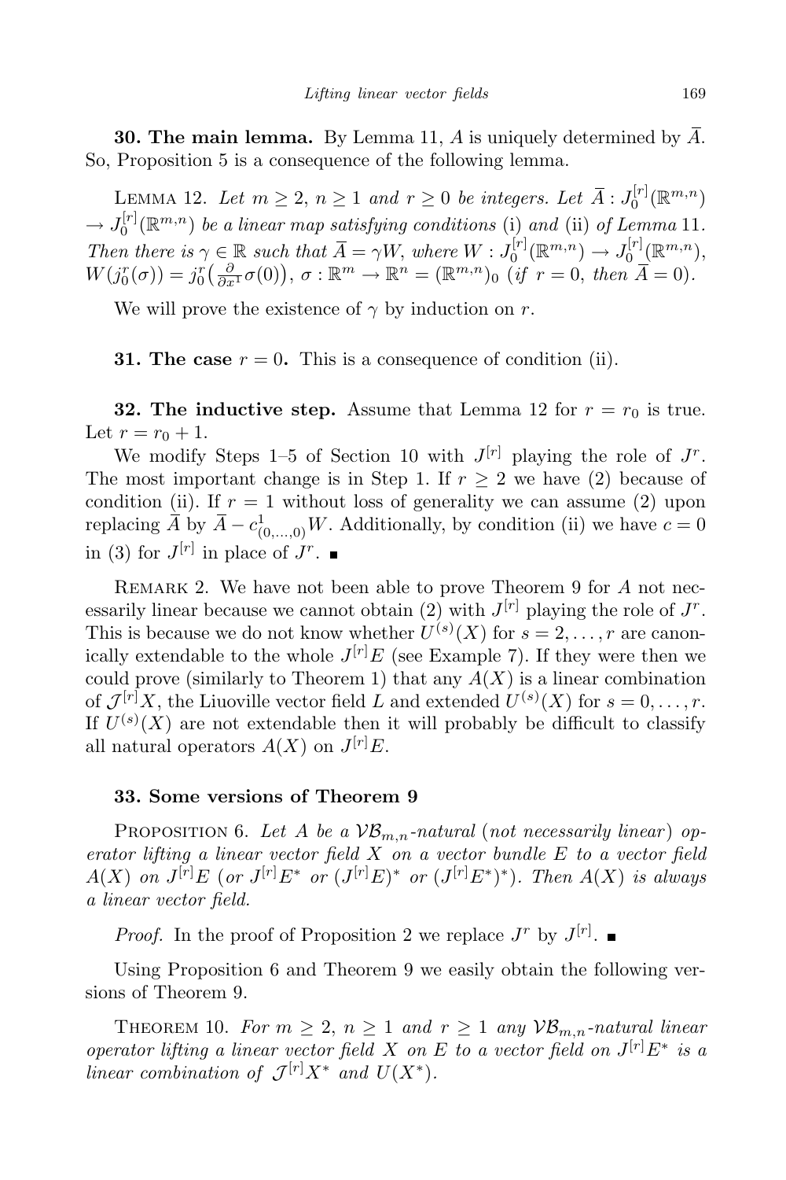**30. The main lemma.** By Lemma 11, $A$ is uniquely determined by $\overline{A}$. So, Proposition 5 is a consequence of the following lemma.

Lemma 12. *Let $m \geq 2$, $n \geq 1$ and $r \geq 0$ be integers. Let $\overline{A} : J_0^{[r]}(\mathbb{R}^{m,n}) \to J_0^{[r]}(\mathbb{R}^{m,n})$ be a linear map satisfying conditions* (i) *and* (ii) *of Lemma* 11. *Then there is $\gamma \in \mathbb{R}$ such that $\overline{A} = \gamma W$, where $W : J_0^{[r]}(\mathbb{R}^{m,n}) \to J_0^{[r]}(\mathbb{R}^{m,n})$, $W(j_0^r(\sigma)) = j_0^r\big(\frac{\partial}{\partial x^1}\sigma(0)\big)$, $\sigma : \mathbb{R}^m \to \mathbb{R}^n = (\mathbb{R}^{m,n})_0$ (if $r = 0$, then $\overline{A} = 0$).*

We will prove the existence of $\gamma$ by induction on $r$.

**31. The case $r = 0$.** This is a consequence of condition (ii).

**32. The inductive step.** Assume that Lemma 12 for $r = r_0$ is true. Let $r = r_0 + 1$.

We modify Steps 1–5 of Section 10 with $J^{[r]}$ playing the role of $J^r$. The most important change is in Step 1. If $r \geq 2$ we have (2) because of condition (ii). If $r = 1$ without loss of generality we can assume (2) upon replacing $\overline{A}$ by $\overline{A} - c^1_{(0,\dots,0)}W$. Additionally, by condition (ii) we have $c = 0$ in (3) for $J^{[r]}$ in place of $J^r$. ∎

Remark 2. We have not been able to prove Theorem 9 for $A$ not necessarily linear because we cannot obtain (2) with $J^{[r]}$ playing the role of $J^r$. This is because we do not know whether $U^{(s)}(X)$ for $s = 2, \dots, r$ are canonically extendable to the whole $J^{[r]}E$ (see Example 7). If they were then we could prove (similarly to Theorem 1) that any $A(X)$ is a linear combination of $\mathcal{J}^{[r]}X$, the Liuoville vector field $L$ and extended $U^{(s)}(X)$ for $s = 0, \dots, r$. If $U^{(s)}(X)$ are not extendable then it will probably be difficult to classify all natural operators $A(X)$ on $J^{[r]}E$.

## 33. Some versions of Theorem 9

Proposition 6. *Let $A$ be a $\mathcal{VB}_{m,n}$-natural (not necessarily linear) operator lifting a linear vector field $X$ on a vector bundle $E$ to a vector field $A(X)$ on $J^{[r]}E$ (or $J^{[r]}E^*$ or $(J^{[r]}E)^*$ or $(J^{[r]}E^*)^*$). Then $A(X)$ is always a linear vector field.*

*Proof.* In the proof of Proposition 2 we replace $J^r$ by $J^{[r]}$. ∎

Using Proposition 6 and Theorem 9 we easily obtain the following versions of Theorem 9.

Theorem 10. *For $m \geq 2$, $n \geq 1$ and $r \geq 1$ any $\mathcal{VB}_{m,n}$-natural linear operator lifting a linear vector field $X$ on $E$ to a vector field on $J^{[r]}E^*$ is a linear combination of $\mathcal{J}^{[r]}X^*$ and $U(X^*)$.*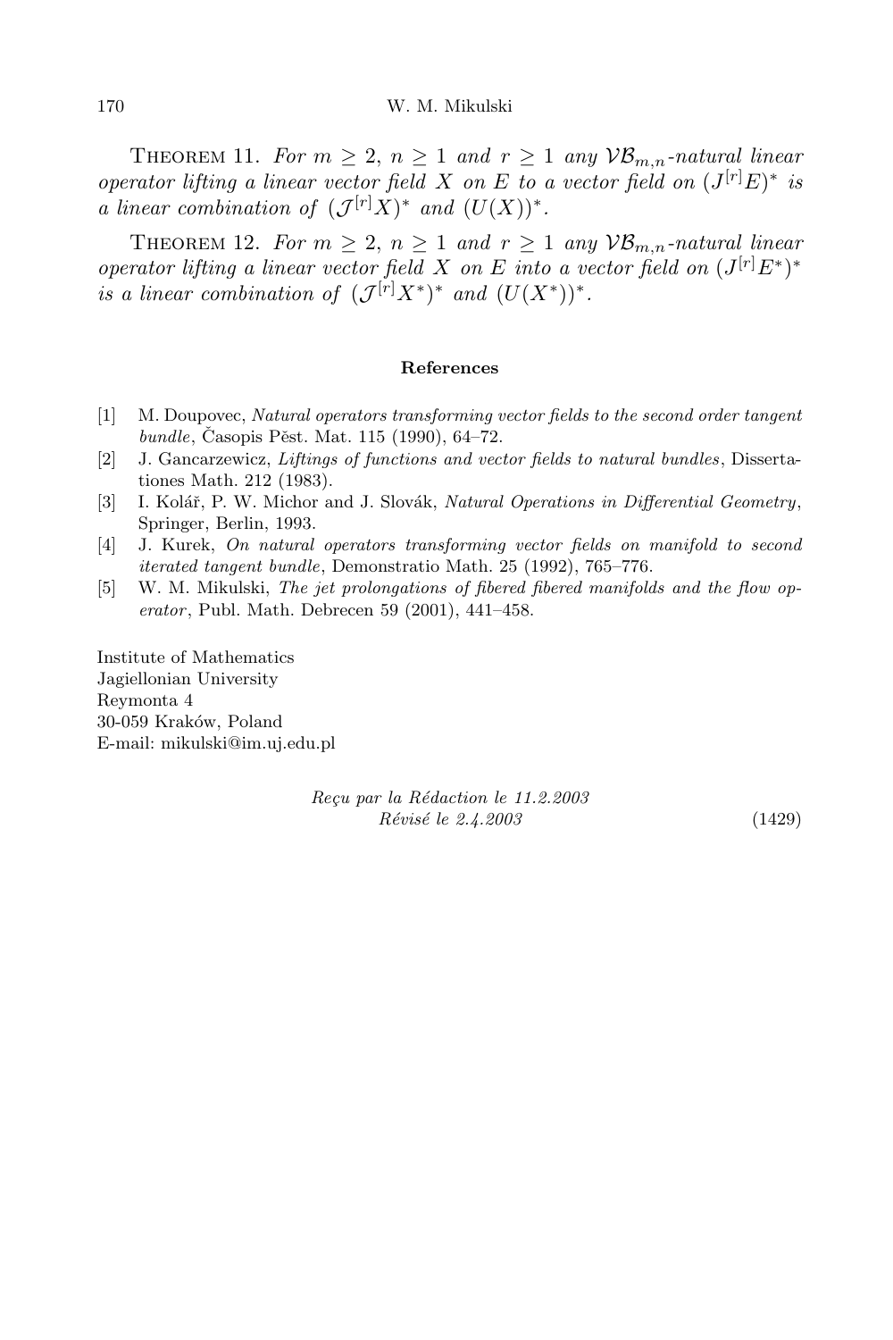**Theorem 11.** *For $m \geq 2$, $n \geq 1$ and $r \geq 1$ any $\mathcal{VB}_{m,n}$-natural linear operator lifting a linear vector field $X$ on $E$ to a vector field on $(J^{[r]}E)^*$ is a linear combination of $(\mathcal{J}^{[r]}X)^*$ and $(U(X))^*$.*

**Theorem 12.** *For $m \geq 2$, $n \geq 1$ and $r \geq 1$ any $\mathcal{VB}_{m,n}$-natural linear operator lifting a linear vector field $X$ on $E$ into a vector field on $(J^{[r]}E^*)^*$ is a linear combination of $(\mathcal{J}^{[r]}X^*)^*$ and $(U(X^*))^*$.*

## References

[1] M. Doupovec, *Natural operators transforming vector fields to the second order tangent bundle*, Časopis Pěst. Mat. 115 (1990), 64–72.

[2] J. Gancarzewicz, *Liftings of functions and vector fields to natural bundles*, Dissertationes Math. 212 (1983).

[3] I. Kolář, P. W. Michor and J. Slovák, *Natural Operations in Differential Geometry*, Springer, Berlin, 1993.

[4] J. Kurek, *On natural operators transforming vector fields on manifold to second iterated tangent bundle*, Demonstratio Math. 25 (1992), 765–776.

[5] W. M. Mikulski, *The jet prolongations of fibered fibered manifolds and the flow operator*, Publ. Math. Debrecen 59 (2001), 441–458.

Institute of Mathematics
Jagiellonian University
Reymonta 4
30-059 Kraków, Poland
E-mail: mikulski@im.uj.edu.pl

*Reçu par la Rédaction le 11.2.2003*
*Révisé le 2.4.2003* (1429)